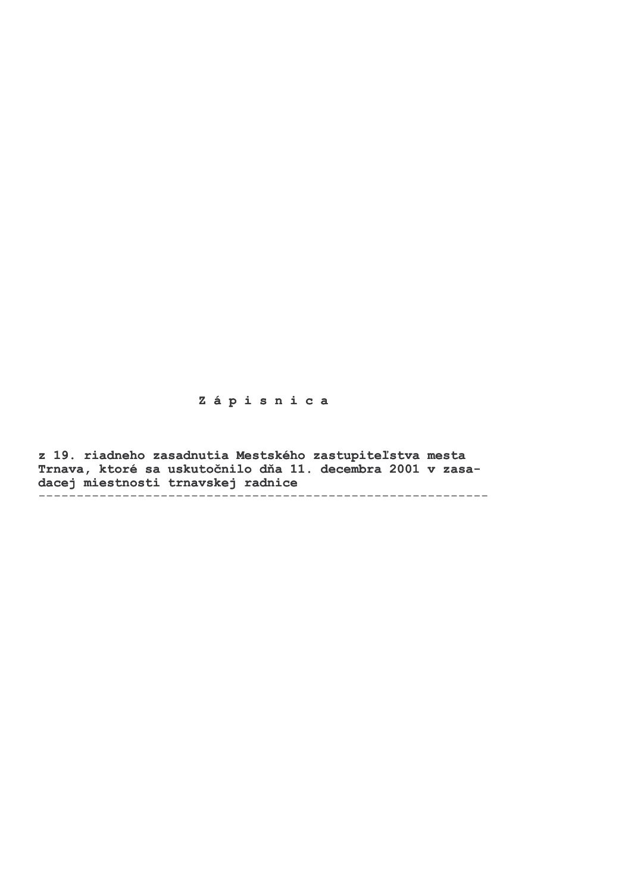# Z á p i s n i c a

**z 19. riadneho zasadnutia Mestského zastupiteľstva mesta Trnava, ktoré sa uskutočnilo dňa 11. decembra 2001 v zasa-dacej miestnosti trnavskej radnice**

---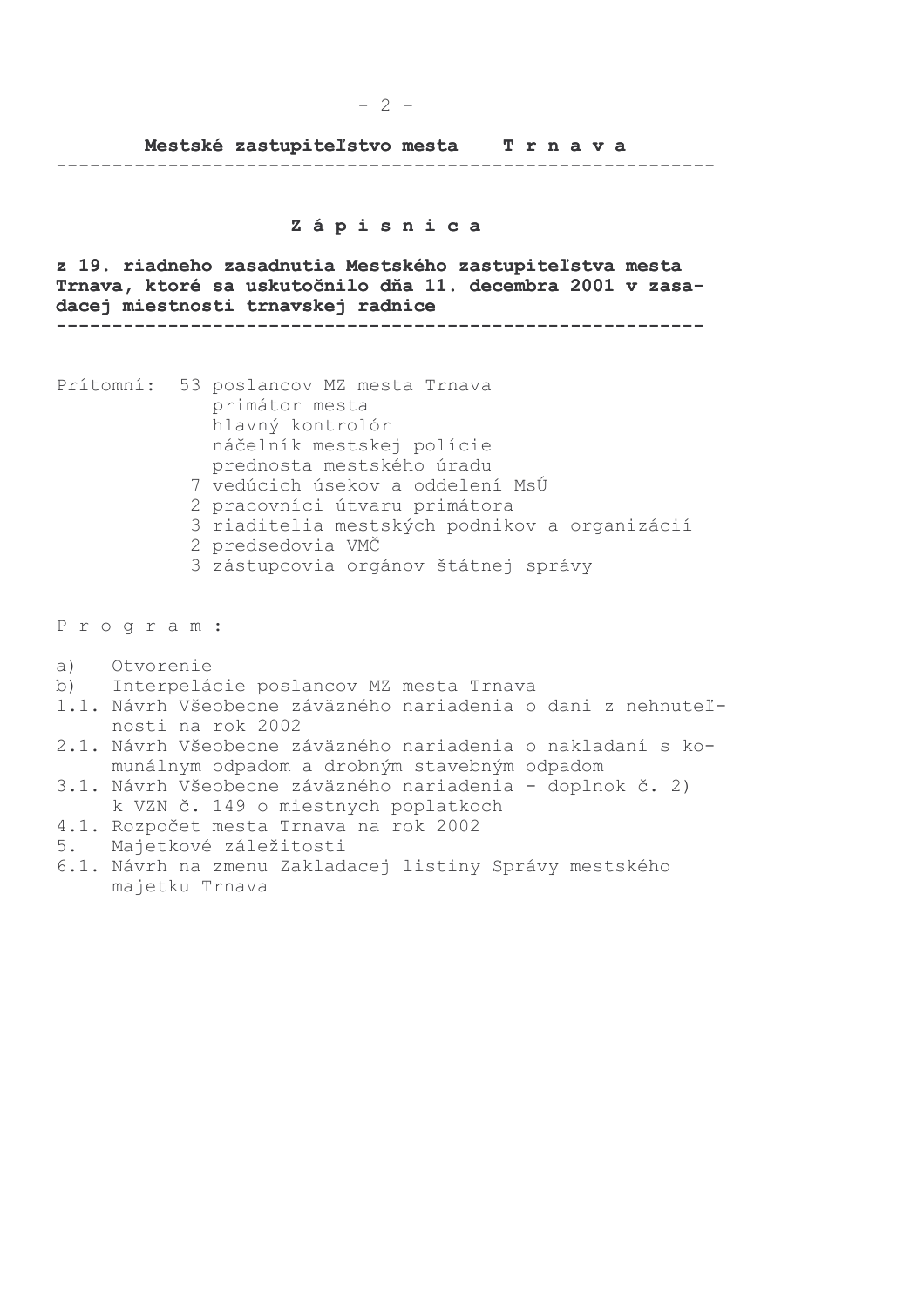**Mestské zastupiteľstvo mesta T r n a v a**

# Z á p i s n i c a

**z 19. riadneho zasadnutia Mestského zastupiteľstva mesta Trnava, ktoré sa uskutočnilo dňa 11. decembra 2001 v zasadacej miestnosti trnavskej radnice**

Prítomní: 53 poslancov MZ mesta Trnava
primátor mesta
hlavný kontrolór
náčelník mestskej polície
prednosta mestského úradu
7 vedúcich úsekov a oddelení MsÚ
2 pracovníci útvaru primátora
3 riaditelia mestských podnikov a organizácií
2 predsedovia VMČ
3 zástupcovia orgánov štátnej správy

P r o g r a m :

a) Otvorenie
b) Interpelácie poslancov MZ mesta Trnava
1.1. Návrh Všeobecne záväzného nariadenia o dani z nehnuteľnosti na rok 2002
2.1. Návrh Všeobecne záväzného nariadenia o nakladaní s komunálnym odpadom a drobným stavebným odpadom
3.1. Návrh Všeobecne záväzného nariadenia - doplnok č. 2) k VZN č. 149 o miestnych poplatkoch
4.1. Rozpočet mesta Trnava na rok 2002
5. Majetkové záležitosti
6.1. Návrh na zmenu Zakladacej listiny Správy mestského majetku Trnava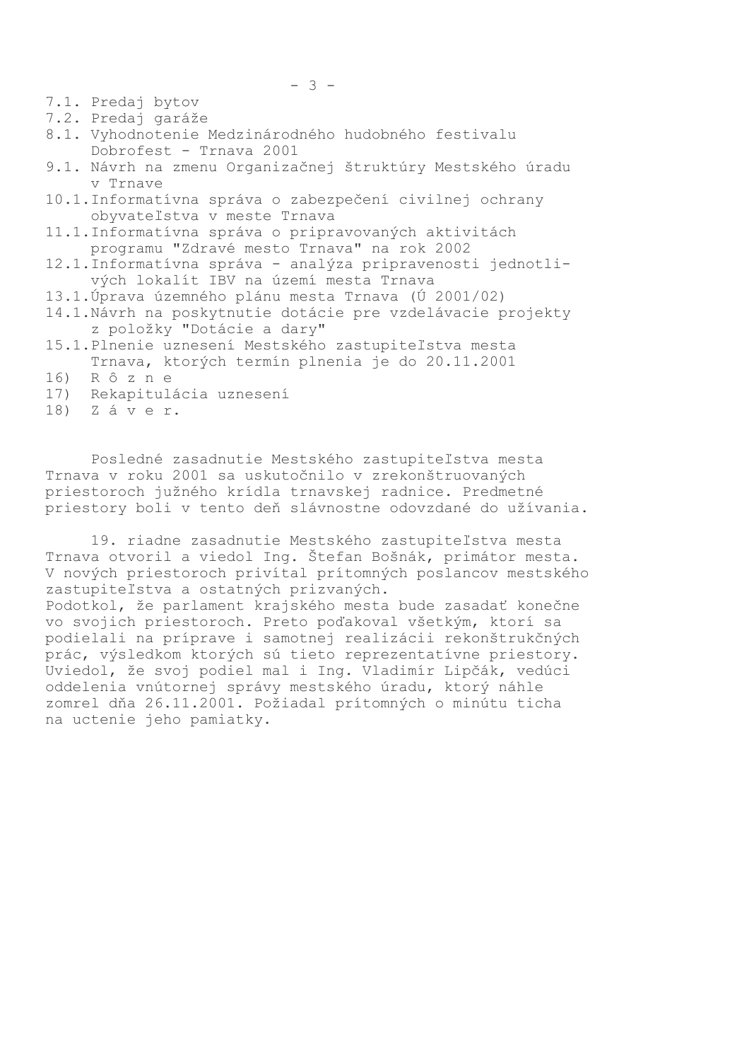7.1. Predaj bytov
7.2. Predaj garáže
8.1. Vyhodnotenie Medzinárodného hudobného festivalu Dobrofest - Trnava 2001
9.1. Návrh na zmenu Organizačnej štruktúry Mestského úradu v Trnave
10.1. Informatívna správa o zabezpečení civilnej ochrany obyvateľstva v meste Trnava
11.1. Informatívna správa o pripravovaných aktivitách programu "Zdravé mesto Trnava" na rok 2002
12.1. Informatívna správa - analýza pripravenosti jednotlivých lokalít IBV na území mesta Trnava
13.1. Úprava územného plánu mesta Trnava (Ú 2001/02)
14.1. Návrh na poskytnutie dotácie pre vzdelávacie projekty z položky "Dotácie a dary"
15.1. Plnenie uznesení Mestského zastupiteľstva mesta Trnava, ktorých termín plnenia je do 20.11.2001
16) R ô z n e
17) Rekapitulácia uznesení
18) Z á v e r.

Posledné zasadnutie Mestského zastupiteľstva mesta Trnava v roku 2001 sa uskutočnilo v zrekonštruovaných priestoroch južného krídla trnavskej radnice. Predmetné priestory boli v tento deň slávnostne odovzdané do užívania.

19. riadne zasadnutie Mestského zastupiteľstva mesta Trnava otvoril a viedol Ing. Štefan Bošnák, primátor mesta. V nových priestoroch privítal prítomných poslancov mestského zastupiteľstva a ostatných prizvaných.
Podotkol, že parlament krajského mesta bude zasadať konečne vo svojich priestoroch. Preto poďakoval všetkým, ktorí sa podielali na príprave i samotnej realizácii rekonštrukčných prác, výsledkom ktorých sú tieto reprezentatívne priestory. Uviedol, že svoj podiel mal i Ing. Vladimír Lipčák, vedúci oddelenia vnútornej správy mestského úradu, ktorý náhle zomrel dňa 26.11.2001. Požiadal prítomných o minútu ticha na uctenie jeho pamiatky.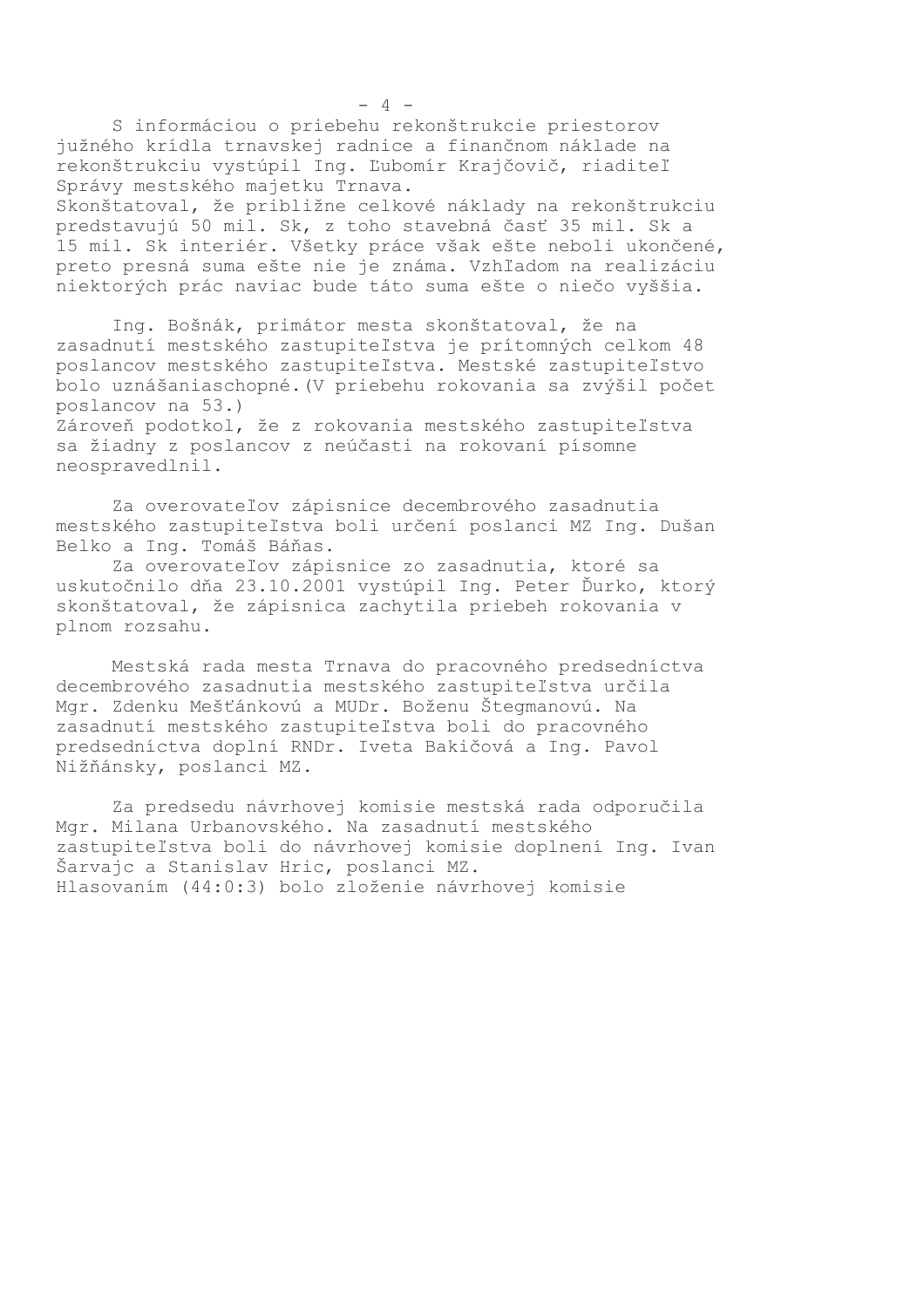S informáciou o priebehu rekonštrukcie priestorov južného krídla trnavskej radnice a finančnom náklade na rekonštrukciu vystúpil Ing. Ľubomír Krajčovič, riaditeľ Správy mestského majetku Trnava.
Skonštatoval, že približne celkové náklady na rekonštrukciu predstavujú 50 mil. Sk, z toho stavebná časť 35 mil. Sk a 15 mil. Sk interiér. Všetky práce však ešte neboli ukončené, preto presná suma ešte nie je známa. Vzhľadom na realizáciu niektorých prác naviac bude táto suma ešte o niečo vyššia.

Ing. Bošnák, primátor mesta skonštatoval, že na zasadnutí mestského zastupiteľstva je prítomných celkom 48 poslancov mestského zastupiteľstva. Mestské zastupiteľstvo bolo uznášaniaschopné.(V priebehu rokovania sa zvýšil počet poslancov na 53.)
Zároveň podotkol, že z rokovania mestského zastupiteľstva sa žiadny z poslancov z neúčasti na rokovaní písomne neospravedlnil.

Za overovateľov zápisnice decembrového zasadnutia mestského zastupiteľstva boli určení poslanci MZ Ing. Dušan Belko a Ing. Tomáš Báňas.
Za overovateľov zápisnice zo zasadnutia, ktoré sa uskutočnilo dňa 23.10.2001 vystúpil Ing. Peter Ďurko, ktorý skonštatoval, že zápisnica zachytila priebeh rokovania v plnom rozsahu.

Mestská rada mesta Trnava do pracovného predsedníctva decembrového zasadnutia mestského zastupiteľstva určila Mgr. Zdenku Mešťánkovú a MUDr. Boženu Štegmanovú. Na zasadnutí mestského zastupiteľstva boli do pracovného predsedníctva doplní RNDr. Iveta Bakičová a Ing. Pavol Nižňánsky, poslanci MZ.

Za predsedu návrhovej komisie mestská rada odporučila Mgr. Milana Urbanovského. Na zasadnutí mestského zastupiteľstva boli do návrhovej komisie doplnení Ing. Ivan Šarvajc a Stanislav Hric, poslanci MZ.
Hlasovaním (44:0:3) bolo zloženie návrhovej komisie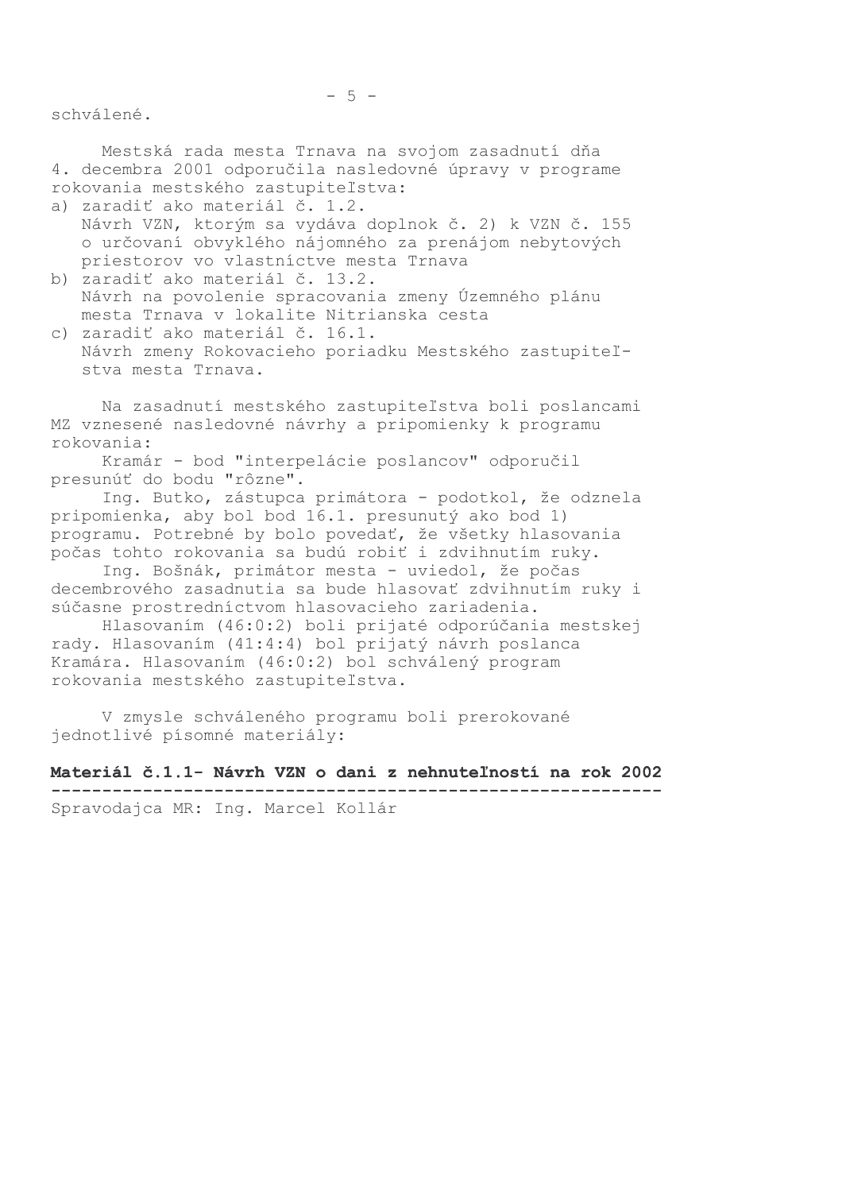schválené.

Mestská rada mesta Trnava na svojom zasadnutí dňa 4. decembra 2001 odporučila nasledovné úpravy v programe rokovania mestského zastupiteľstva:

a) zaradiť ako materiál č. 1.2.
   Návrh VZN, ktorým sa vydáva doplnok č. 2) k VZN č. 155 o určovaní obvyklého nájomného za prenájom nebytových priestorov vo vlastníctve mesta Trnava
b) zaradiť ako materiál č. 13.2.
   Návrh na povolenie spracovania zmeny Územného plánu mesta Trnava v lokalite Nitrianska cesta
c) zaradiť ako materiál č. 16.1.
   Návrh zmeny Rokovacieho poriadku Mestského zastupiteľstva mesta Trnava.

Na zasadnutí mestského zastupiteľstva boli poslancami MZ vznesené nasledovné návrhy a pripomienky k programu rokovania:

Kramár - bod "interpelácie poslancov" odporučil presunúť do bodu "rôzne".

Ing. Butko, zástupca primátora - podotkol, že odznela pripomienka, aby bol bod 16.1. presunutý ako bod 1) programu. Potrebné by bolo povedať, že všetky hlasovania počas tohto rokovania sa budú robiť i zdvihnutím ruky.

Ing. Bošňák, primátor mesta - uviedol, že počas decembrového zasadnutia sa bude hlasovať zdvihnutím ruky i súčasne prostredníctvom hlasovacieho zariadenia.

Hlasovaním (46:0:2) boli prijaté odporúčania mestskej rady. Hlasovaním (41:4:4) bol prijatý návrh poslanca Kramára. Hlasovaním (46:0:2) bol schválený program rokovania mestského zastupiteľstva.

V zmysle schváleného programu boli prerokované jednotlivé písomné materiály:

**Materiál č.1.1- Návrh VZN o dani z nehnuteľností na rok 2002**

---

Spravodajca MR: Ing. Marcel Kollár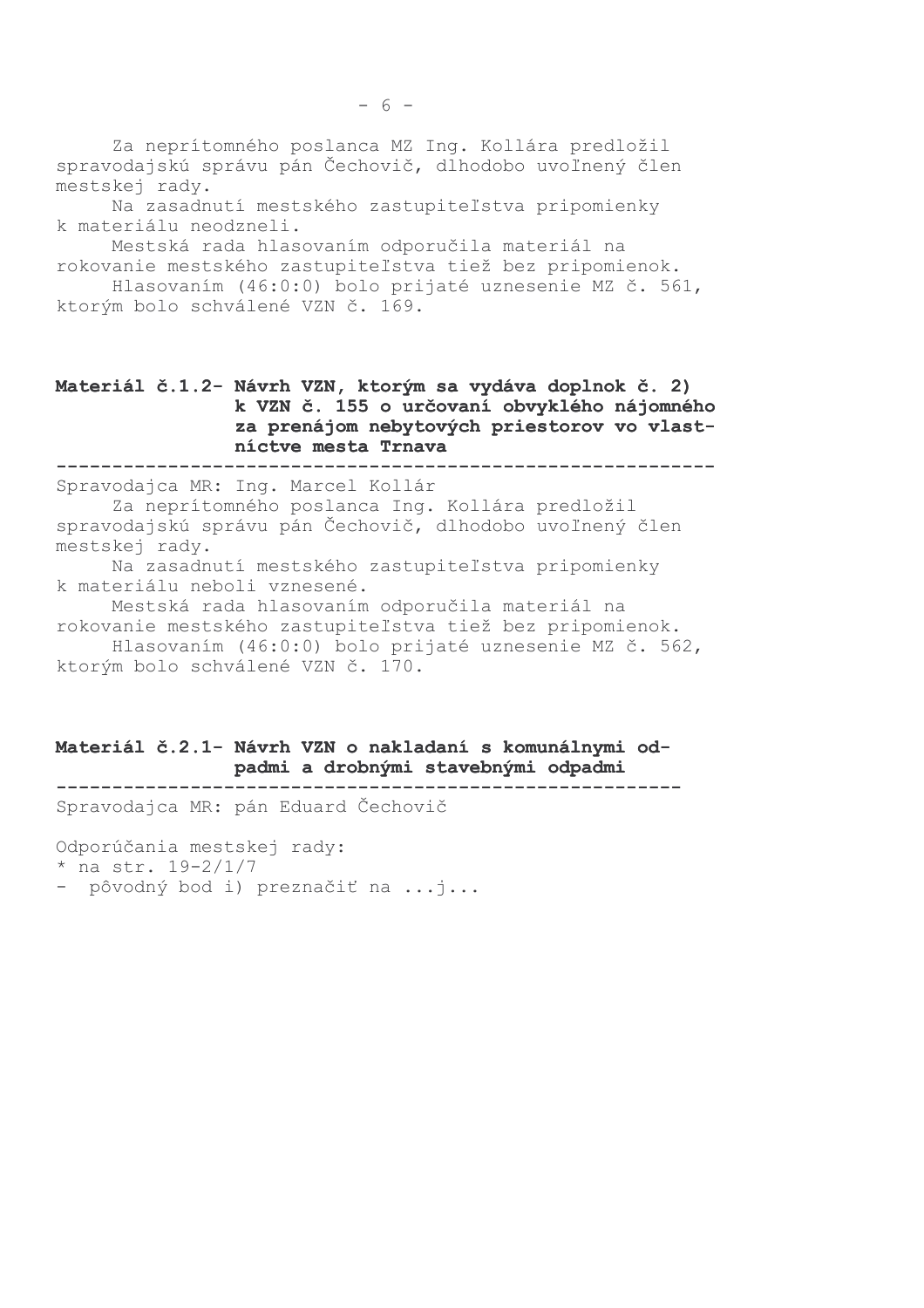Za neprítomného poslanca MZ Ing. Kollára predložil spravodajskú správu pán Čechovič, dlhodobo uvoľnený člen mestskej rady.

Na zasadnutí mestského zastupiteľstva pripomienky k materiálu neodzneli.

Mestská rada hlasovaním odporučila materiál na rokovanie mestského zastupiteľstva tiež bez pripomienok.

Hlasovaním (46:0:0) bolo prijaté uznesenie MZ č. 561, ktorým bolo schválené VZN č. 169.

**Materiál č.1.2- Návrh VZN, ktorým sa vydáva doplnok č. 2) k VZN č. 155 o určovaní obvyklého nájomného za prenájom nebytových priestorov vo vlastníctve mesta Trnava**

---

Spravodajca MR: Ing. Marcel Kollár

Za neprítomného poslanca Ing. Kollára predložil spravodajskú správu pán Čechovič, dlhodobo uvoľnený člen mestskej rady.

Na zasadnutí mestského zastupiteľstva pripomienky k materiálu neboli vznesené.

Mestská rada hlasovaním odporučila materiál na rokovanie mestského zastupiteľstva tiež bez pripomienok.

Hlasovaním (46:0:0) bolo prijaté uznesenie MZ č. 562, ktorým bolo schválené VZN č. 170.

**Materiál č.2.1- Návrh VZN o nakladaní s komunálnymi odpadmi a drobnými stavebnými odpadmi**

---

Spravodajca MR: pán Eduard Čechovič

Odporúčania mestskej rady:
* na str. 19-2/1/7
- pôvodný bod i) preznačiť na ...j...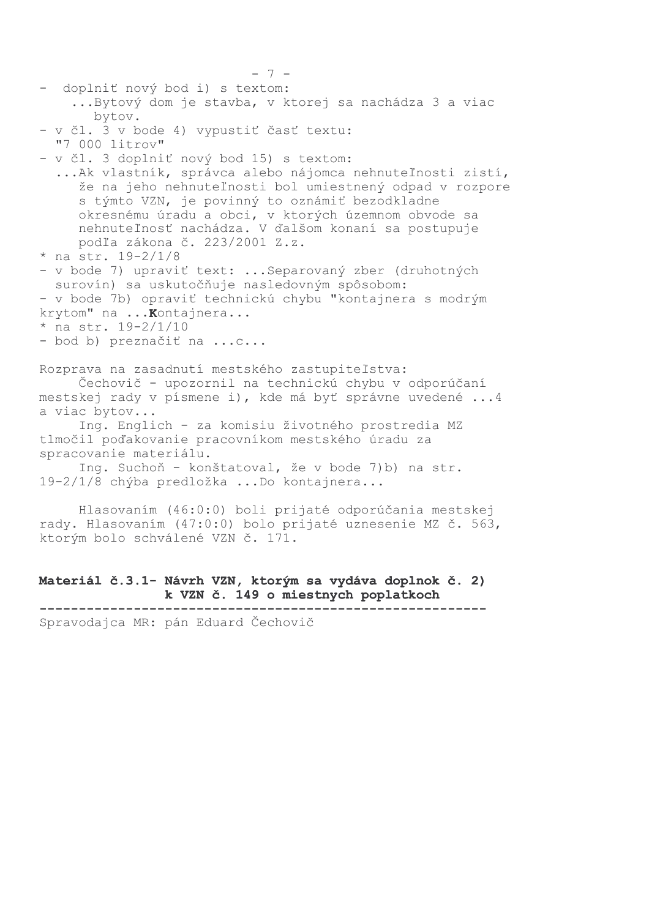- doplniť nový bod i) s textom:
  ...Bytový dom je stavba, v ktorej sa nachádza 3 a viac bytov.
- v čl. 3 v bode 4) vypustiť časť textu:
  "7 000 litrov"
- v čl. 3 doplniť nový bod 15) s textom:
  ...Ak vlastník, správca alebo nájomca nehnuteľnosti zistí, že na jeho nehnuteľnosti bol umiestnený odpad v rozpore s týmto VZN, je povinný to oznámiť bezodkladne okresnému úradu a obci, v ktorých územnom obvode sa nehnuteľnosť nachádza. V ďalšom konaní sa postupuje podľa zákona č. 223/2001 Z.z.

* na str. 19-2/1/8

- v bode 7) upraviť text: ...Separovaný zber (druhotných surovín) sa uskutočňuje nasledovným spôsobom:
- v bode 7b) opraviť technickú chybu "kontajnera s modrým krytom" na ...**K**ontajnera...

* na str. 19-2/1/10

- bod b) preznačiť na ...c...

Rozprava na zasadnutí mestského zastupiteľstva:

Čechovič - upozornil na technickú chybu v odporúčaní mestskej rady v písmene i), kde má byť správne uvedené ...4 a viac bytov...

Ing. Englich - za komisiu životného prostredia MZ tlmočil poďakovanie pracovníkom mestského úradu za spracovanie materiálu.

Ing. Suchoň - konštatoval, že v bode 7)b) na str. 19-2/1/8 chýba predložka ...Do kontajnera...

Hlasovaním (46:0:0) boli prijaté odporúčania mestskej rady. Hlasovaním (47:0:0) bolo prijaté uznesenie MZ č. 563, ktorým bolo schválené VZN č. 171.

**Materiál č.3.1- Návrh VZN, ktorým sa vydáva doplnok č. 2) k VZN č. 149 o miestnych poplatkoch**

---

Spravodajca MR: pán Eduard Čechovič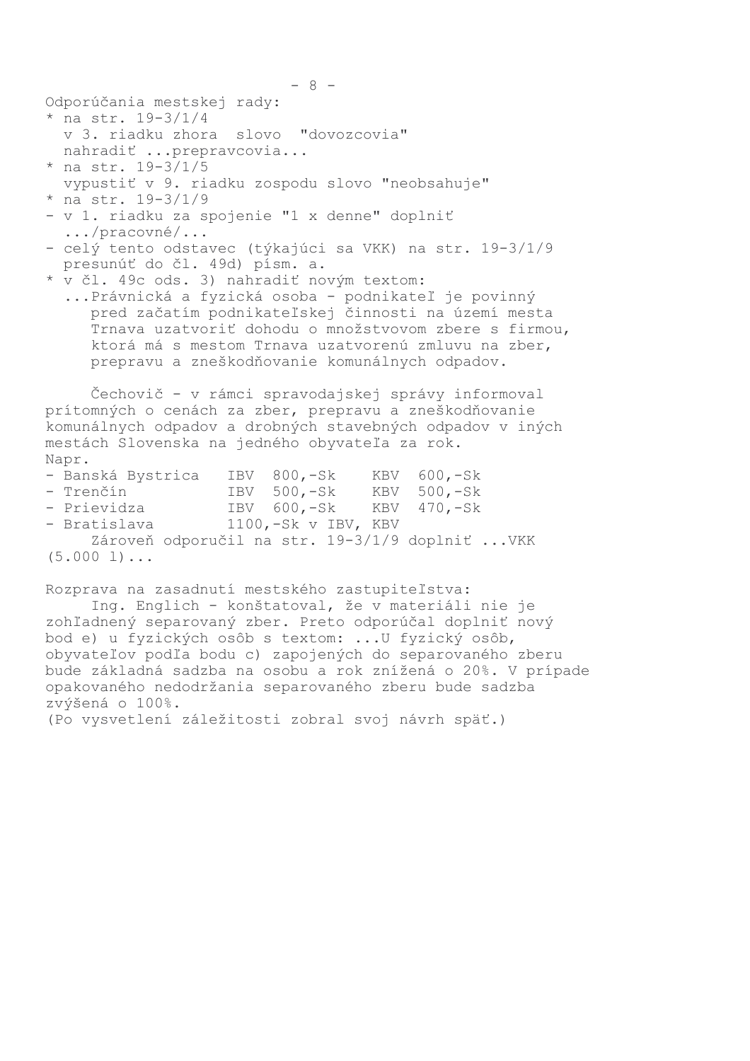Odporúčania mestskej rady:

* na str. 19-3/1/4
  v 3. riadku zhora slovo "dovozcovia"
  nahradiť ...prepravcovia...
* na str. 19-3/1/5
  vypustiť v 9. riadku zospodu slovo "neobsahuje"
* na str. 19-3/1/9

- v 1. riadku za spojenie "1 x denne" doplniť
  .../pracovné/...
- celý tento odstavec (týkajúci sa VKK) na str. 19-3/1/9
  presunúť do čl. 49d) písm. a.

* v čl. 49c ods. 3) nahradiť novým textom:
  ...Právnická a fyzická osoba - podnikateľ je povinný pred začatím podnikateľskej činnosti na území mesta Trnava uzatvoriť dohodu o množstvovom zbere s firmou, ktorá má s mestom Trnava uzatvorenú zmluvu na zber, prepravu a zneškodňovanie komunálnych odpadov.

Čechovič - v rámci spravodajskej správy informoval prítomných o cenách za zber, prepravu a zneškodňovanie komunálnych odpadov a drobných stavebných odpadov v iných mestách Slovenska na jedného obyvateľa za rok.

Napr.

- Banská Bystrica IBV 800,-Sk KBV 600,-Sk
- Trenčín IBV 500,-Sk KBV 500,-Sk
- Prievidza IBV 600,-Sk KBV 470,-Sk
- Bratislava 1100,-Sk v IBV, KBV

Zároveň odporučil na str. 19-3/1/9 doplniť ...VKK (5.000 l)...

Rozprava na zasadnutí mestského zastupiteľstva:

Ing. Englich - konštatoval, že v materiáli nie je zohľadnený separovaný zber. Preto odporúčal doplniť nový bod e) u fyzických osôb s textom: ...U fyzický osôb, obyvateľov podľa bodu c) zapojených do separovaného zberu bude základná sadzba na osobu a rok znížená o 20%. V prípade opakovaného nedodržania separovaného zberu bude sadzba zvýšená o 100%.

(Po vysvetlení záležitosti zobral svoj návrh späť.)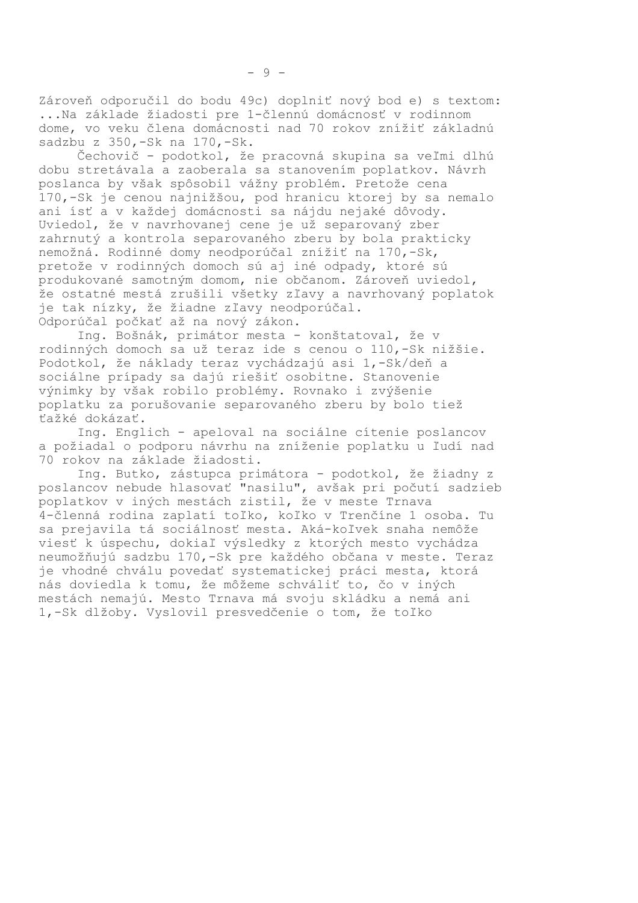Zároveň odporučil do bodu 49c) doplniť nový bod e) s textom: ...Na základe žiadosti pre 1-člennú domácnosť v rodinnom dome, vo veku člena domácnosti nad 70 rokov znížiť základnú sadzbu z 350,-Sk na 170,-Sk.

Čechovič - podotkol, že pracovná skupina sa veľmi dlhú dobu stretávala a zaoberala sa stanovením poplatkov. Návrh poslanca by však spôsobil vážny problém. Pretože cena 170,-Sk je cenou najnižšou, pod hranicu ktorej by sa nemalo ani ísť a v každej domácnosti sa nájdu nejaké dôvody. Uviedol, že v navrhovanej cene je už separovaný zber zahrnutý a kontrola separovaného zberu by bola prakticky nemožná. Rodinné domy neodporúčal znížiť na 170,-Sk, pretože v rodinných domoch sú aj iné odpady, ktoré sú produkované samotným domom, nie občanom. Zároveň uviedol, že ostatné mestá zrušili všetky zľavy a navrhovaný poplatok je tak nízky, že žiadne zľavy neodporúčal. Odporúčal počkať až na nový zákon.

Ing. Bošnák, primátor mesta - konštatoval, že v rodinných domoch sa už teraz ide s cenou o 110,-Sk nižšie. Podotkol, že náklady teraz vychádzajú asi 1,-Sk/deň a sociálne prípady sa dajú riešiť osobitne. Stanovenie výnimky by však robilo problémy. Rovnako i zvýšenie poplatku za porušovanie separovaného zberu by bolo tiež ťažké dokázať.

Ing. Englich - apeloval na sociálne cítenie poslancov a požiadal o podporu návrhu na zníženie poplatku u ľudí nad 70 rokov na základe žiadosti.

Ing. Butko, zástupca primátora - podotkol, že žiadny z poslancov nebude hlasovať "nasilu", avšak pri počutí sadzieb poplatkov v iných mestách zistil, že v meste Trnava 4-členná rodina zaplatí toľko, koľko v Trenčíne 1 osoba. Tu sa prejavila tá sociálnosť mesta. Aká-koľvek snaha nemôže viesť k úspechu, dokiaľ výsledky z ktorých mesto vychádza neumožňujú sadzbu 170,-Sk pre každého občana v meste. Teraz je vhodné chválu povedať systematickej práci mesta, ktorá nás doviedla k tomu, že môžeme schváliť to, čo v iných mestách nemajú. Mesto Trnava má svoju skládku a nemá ani 1,-Sk dlžoby. Vyslovil presvedčenie o tom, že toľko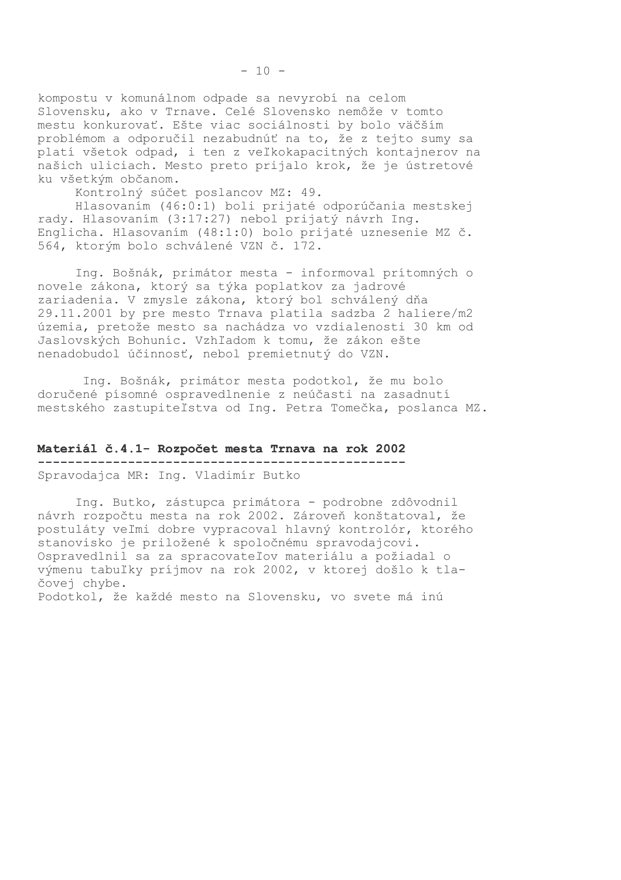kompostu v komunálnom odpade sa nevyrobí na celom Slovensku, ako v Trnave. Celé Slovensko nemôže v tomto mestu konkurovať. Ešte viac sociálnosti by bolo väčším problémom a odporučil nezabudnúť na to, že z tejto sumy sa platí všetok odpad, i ten z veľkokapacitných kontajnerov na našich uliciach. Mesto preto prijalo krok, že je ústretové ku všetkým občanom.

Kontrolný súčet poslancov MZ: 49.

Hlasovaním (46:0:1) boli prijaté odporúčania mestskej rady. Hlasovaním (3:17:27) nebol prijatý návrh Ing. Englicha. Hlasovaním (48:1:0) bolo prijaté uznesenie MZ č. 564, ktorým bolo schválené VZN č. 172.

Ing. Bošnák, primátor mesta - informoval prítomných o novele zákona, ktorý sa týka poplatkov za jadrové zariadenia. V zmysle zákona, ktorý bol schválený dňa 29.11.2001 by pre mesto Trnava platila sadzba 2 haliere/m2 územia, pretože mesto sa nachádza vo vzdialenosti 30 km od Jaslovských Bohuníc. Vzhľadom k tomu, že zákon ešte nenadobudol účinnosť, nebol premietnutý do VZN.

Ing. Bošnák, primátor mesta podotkol, že mu bolo doručené písomné ospravedlnenie z neúčasti na zasadnutí mestského zastupiteľstva od Ing. Petra Tomečka, poslanca MZ.

## Materiál č.4.1- Rozpočet mesta Trnava na rok 2002

Spravodajca MR: Ing. Vladimír Butko

Ing. Butko, zástupca primátora - podrobne zdôvodnil návrh rozpočtu mesta na rok 2002. Zároveň konštatoval, že postuláty veľmi dobre vypracoval hlavný kontrolór, ktorého stanovisko je priložené k spoločnému spravodajcovi. Ospravedlnil sa za spracovateľov materiálu a požiadal o výmenu tabuľky príjmov na rok 2002, v ktorej došlo k tlačovej chybe.

Podotkol, že každé mesto na Slovensku, vo svete má inú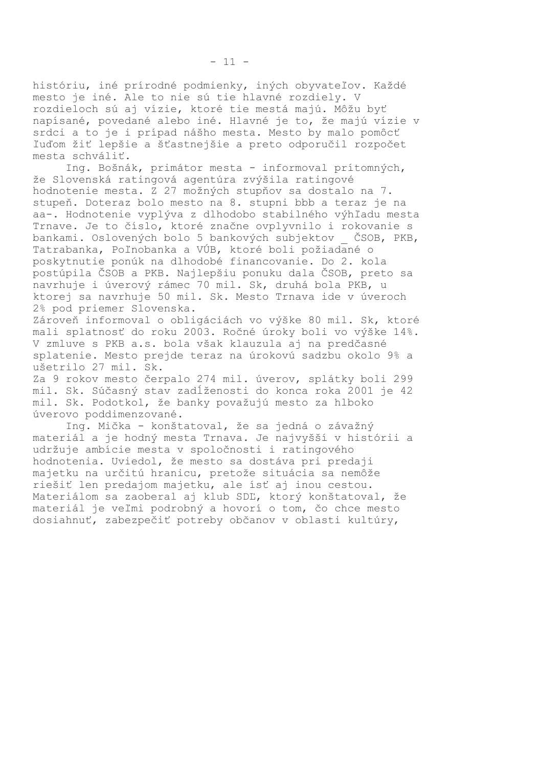históriu, iné prírodné podmienky, iných obyvateľov. Každé mesto je iné. Ale to nie sú tie hlavné rozdiely. V rozdieloch sú aj vízie, ktoré tie mestá majú. Môžu byť napísané, povedané alebo iné. Hlavné je to, že majú vízie v srdci a to je i prípad nášho mesta. Mesto by malo pomôcť ľuďom žiť lepšie a šťastnejšie a preto odporučil rozpočet mesta schváliť.

Ing. Bošnák, primátor mesta - informoval prítomných, že Slovenská ratingová agentúra zvýšila ratingové hodnotenie mesta. Z 27 možných stupňov sa dostalo na 7. stupeň. Doteraz bolo mesto na 8. stupni bbb a teraz je na aa-. Hodnotenie vyplýva z dlhodobo stabilného výhľadu mesta Trnave. Je to číslo, ktoré značne ovplyvnilo i rokovanie s bankami. Oslovených bolo 5 bankových subjektov _ ČSOB, PKB, Tatrabanka, Poľnobanka a VÚB, ktoré boli požiadané o poskytnutie ponúk na dlhodobé financovanie. Do 2. kola postúpila ČSOB a PKB. Najlepšiu ponuku dala ČSOB, preto sa navrhuje i úverový rámec 70 mil. Sk, druhá bola PKB, u ktorej sa navrhuje 50 mil. Sk. Mesto Trnava ide v úveroch 2% pod priemer Slovenska.

Zároveň informoval o obligáciách vo výške 80 mil. Sk, ktoré mali splatnosť do roku 2003. Ročné úroky boli vo výške 14%. V zmluve s PKB a.s. bola však klauzula aj na predčasné splatenie. Mesto prejde teraz na úrokovú sadzbu okolo 9% a ušetrilo 27 mil. Sk.

Za 9 rokov mesto čerpalo 274 mil. úverov, splátky boli 299 mil. Sk. Súčasný stav zadĺženosti do konca roka 2001 je 42 mil. Sk. Podotkol, že banky považujú mesto za hlboko úverovo poddimenzované.

Ing. Mička - konštatoval, že sa jedná o závažný materiál a je hodný mesta Trnava. Je najvyšší v histórii a udržuje ambície mesta v spoločnosti i ratingového hodnotenia. Uviedol, že mesto sa dostáva pri predaji majetku na určitú hranicu, pretože situácia sa nemôže riešiť len predajom majetku, ale ísť aj inou cestou. Materiálom sa zaoberal aj klub SDĽ, ktorý konštatoval, že materiál je veľmi podrobný a hovorí o tom, čo chce mesto dosiahnuť, zabezpečiť potreby občanov v oblasti kultúry,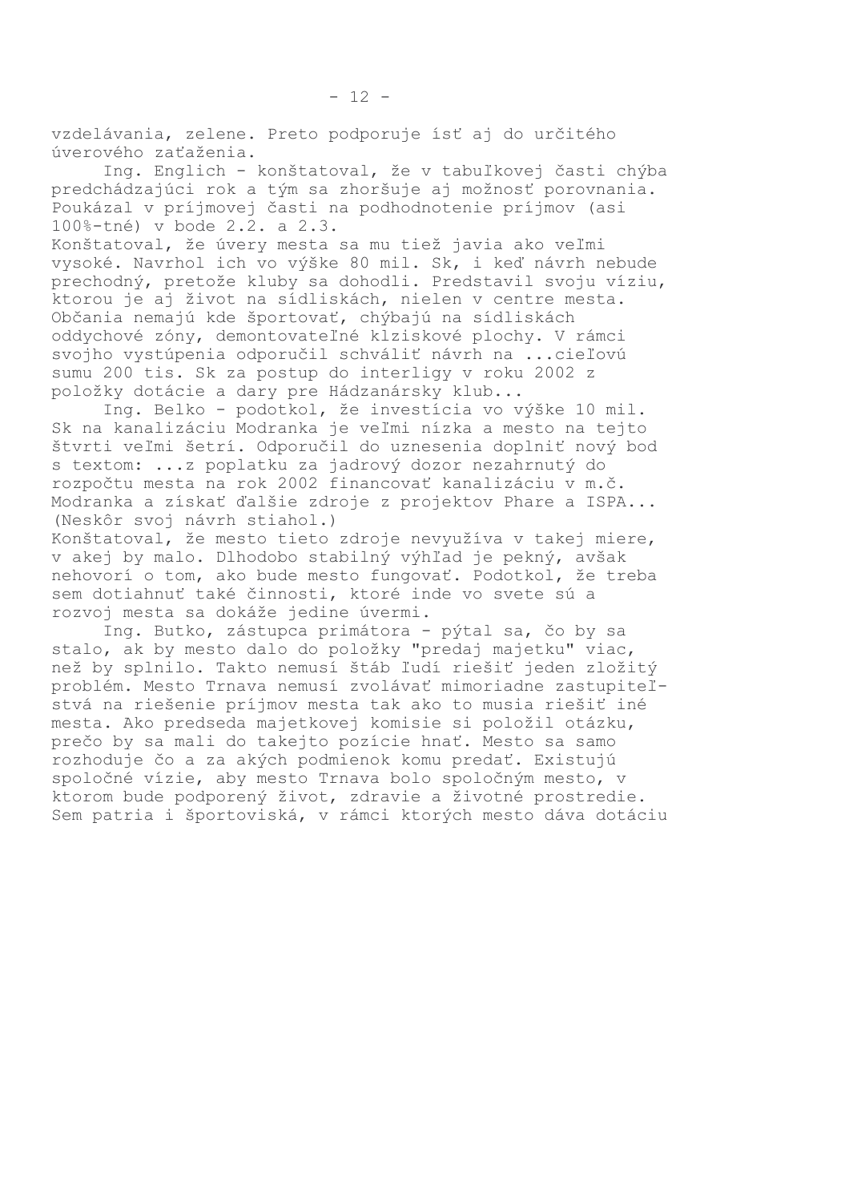vzdelávania, zelene. Preto podporuje ísť aj do určitého úverového zaťaženia.

Ing. Englich - konštatoval, že v tabuľkovej časti chýba predchádzajúci rok a tým sa zhoršuje aj možnosť porovnania. Poukázal v príjmovej časti na podhodnotenie príjmov (asi 100%-tné) v bode 2.2. a 2.3.

Konštatoval, že úvery mesta sa mu tiež javia ako veľmi vysoké. Navrhol ich vo výške 80 mil. Sk, i keď návrh nebude prechodný, pretože kluby sa dohodli. Predstavil svoju víziu, ktorou je aj život na sídliskách, nielen v centre mesta. Občania nemajú kde športovať, chýbajú na sídliskách oddychové zóny, demontovateľné klziskové plochy. V rámci svojho vystúpenia odporučil schváliť návrh na ...cieľovú sumu 200 tis. Sk za postup do interligy v roku 2002 z položky dotácie a dary pre Hádzanársky klub...

Ing. Belko - podotkol, že investícia vo výške 10 mil. Sk na kanalizáciu Modranka je veľmi nízka a mesto na tejto štvrti veľmi šetrí. Odporučil do uznesenia doplniť nový bod s textom: ...z poplatku za jadrový dozor nezahrnutý do rozpočtu mesta na rok 2002 financovať kanalizáciu v m.č. Modranka a získať ďalšie zdroje z projektov Phare a ISPA... (Neskôr svoj návrh stiahol.)

Konštatoval, že mesto tieto zdroje nevyužíva v takej miere, v akej by malo. Dlhodobo stabilný výhľad je pekný, avšak nehovorí o tom, ako bude mesto fungovať. Podotkol, že treba sem dotiahnuť také činnosti, ktoré inde vo svete sú a rozvoj mesta sa dokáže jedine úvermi.

Ing. Butko, zástupca primátora - pýtal sa, čo by sa stalo, ak by mesto dalo do položky "predaj majetku" viac, než by splnilo. Takto nemusí štáb ľudí riešiť jeden zložitý problém. Mesto Trnava nemusí zvolávať mimoriadne zastupiteľstvá na riešenie príjmov mesta tak ako to musia riešiť iné mestá. Ako predseda majetkovej komisie si položil otázku, prečo by sa mali do takejto pozície hnať. Mesto sa samo rozhoduje čo a za akých podmienok komu predať. Existujú spoločné vízie, aby mesto Trnava bolo spoločným mesto, v ktorom bude podporený život, zdravie a životné prostredie. Sem patria i športoviská, v rámci ktorých mesto dáva dotáciu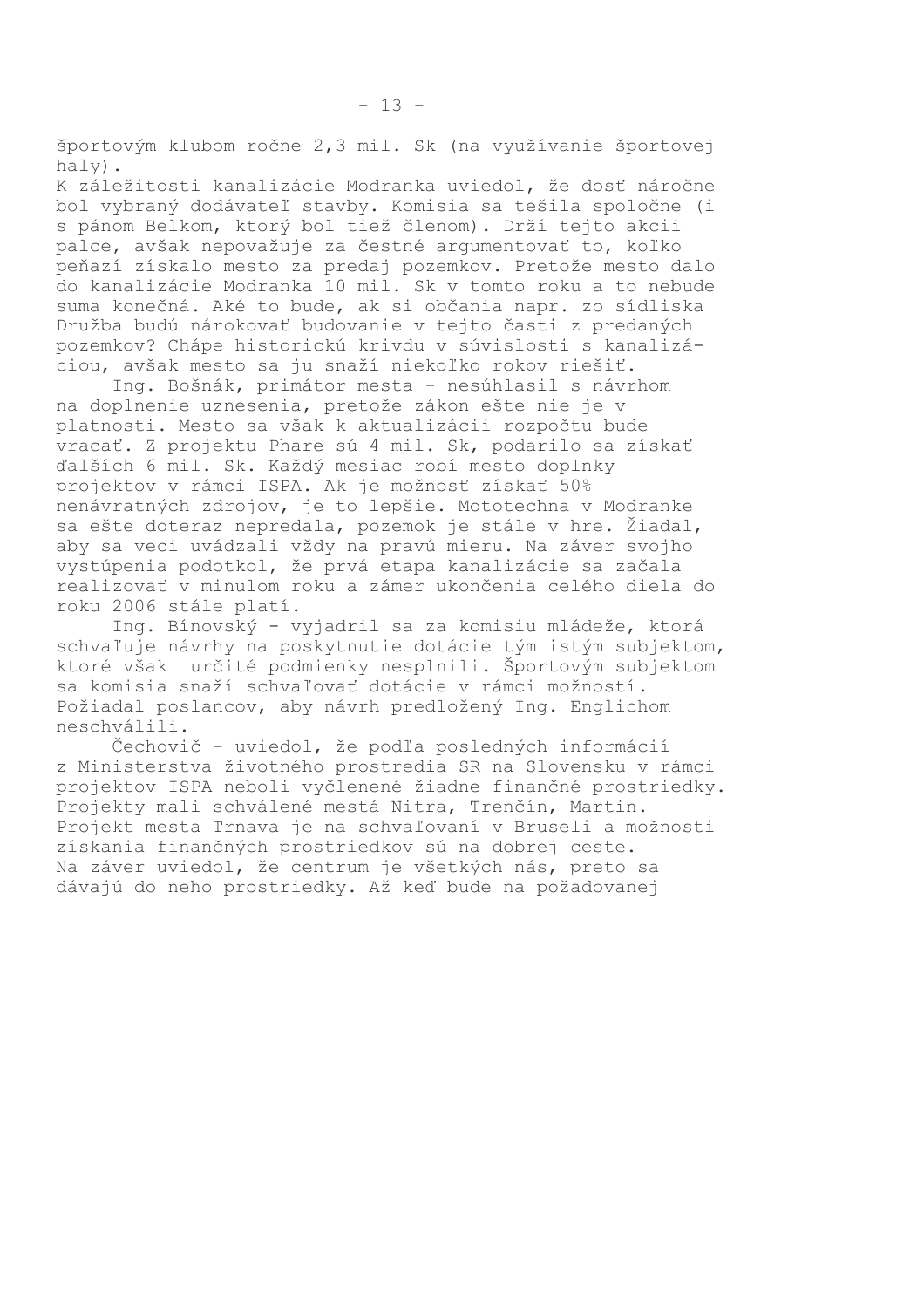športovým klubom ročne 2,3 mil. Sk (na využívanie športovej haly).

K záležitosti kanalizácie Modranka uviedol, že dosť náročne bol vybraný dodávateľ stavby. Komisia sa tešila spoločne (i s pánom Belkom, ktorý bol tiež členom). Drží tejto akcii palce, avšak nepovažuje za čestné argumentovať to, koľko peňazí získalo mesto za predaj pozemkov. Pretože mesto dalo do kanalizácie Modranka 10 mil. Sk v tomto roku a to nebude suma konečná. Aké to bude, ak si občania napr. zo sídliska Družba budú nárokovať budovanie v tejto časti z predaných pozemkov? Chápe historickú krivdu v súvislosti s kanalizáciou, avšak mesto sa ju snaží niekoľko rokov riešiť.

Ing. Bošnák, primátor mesta - nesúhlasil s návrhom na doplnenie uznesenia, pretože zákon ešte nie je v platnosti. Mesto sa však k aktualizácii rozpočtu bude vracať. Z projektu Phare sú 4 mil. Sk, podarilo sa získať ďalších 6 mil. Sk. Každý mesiac robí mesto doplnky projektov v rámci ISPA. Ak je možnosť získať 50% nenávratných zdrojov, je to lepšie. Mototechna v Modranke sa ešte doteraz nepredala, pozemok je stále v hre. Žiadal, aby sa veci uvádzali vždy na pravú mieru. Na záver svojho vystúpenia podotkol, že prvá etapa kanalizácie sa začala realizovať v minulom roku a zámer ukončenia celého diela do roku 2006 stále platí.

Ing. Bínovský - vyjadril sa za komisiu mládeže, ktorá schvaľuje návrhy na poskytnutie dotácie tým istým subjektom, ktoré však určité podmienky nesplnili. Športovým subjektom sa komisia snaží schvaľovať dotácie v rámci možností. Požiadal poslancov, aby návrh predložený Ing. Englichom neschválili.

Čechovič - uviedol, že podľa posledných informácií z Ministerstva životného prostredia SR na Slovensku v rámci projektov ISPA neboli vyčlenené žiadne finančné prostriedky. Projekty mali schválené mestá Nitra, Trenčín, Martin. Projekt mesta Trnava je na schvaľovaní v Bruseli a možnosti získania finančných prostriedkov sú na dobrej ceste. Na záver uviedol, že centrum je všetkých nás, preto sa dávajú do neho prostriedky. Až keď bude na požadovanej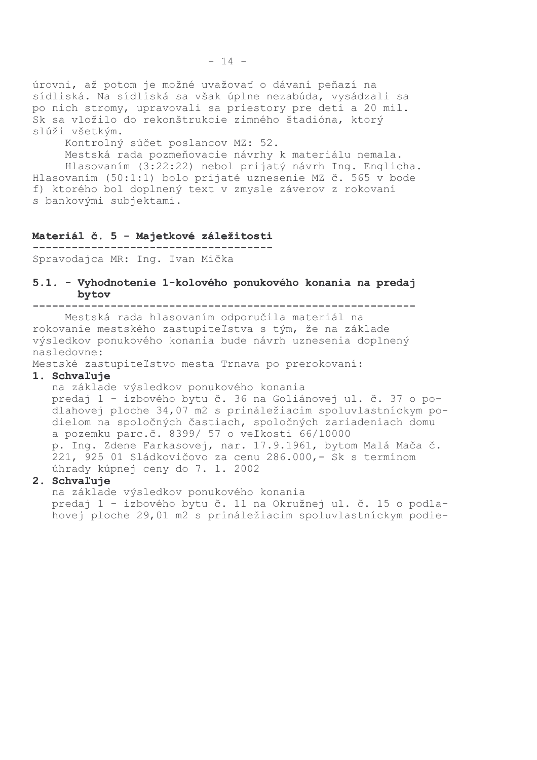úrovni, až potom je možné uvažovať o dávaní peňazí na sídliská. Na sídliská sa však úplne nezabúda, vysádzali sa po nich stromy, upravovali sa priestory pre deti a 20 mil. Sk sa vložilo do rekonštrukcie zimného štadióna, ktorý slúži všetkým.

Kontrolný súčet poslancov MZ: 52.

Mestská rada pozmeňovacie návrhy k materiálu nemala.

Hlasovaním (3:22:22) nebol prijatý návrh Ing. Englicha. Hlasovaním (50:1:1) bolo prijaté uznesenie MZ č. 565 v bode f) ktorého bol doplnený text v zmysle záverov z rokovaní s bankovými subjektami.

## Materiál č. 5 - Majetkové záležitosti

Spravodajca MR: Ing. Ivan Mička

### 5.1. - Vyhodnotenie 1-kolového ponukového konania na predaj bytov

Mestská rada hlasovaním odporučila materiál na rokovanie mestského zastupiteľstva s tým, že na základe výsledkov ponukového konania bude návrh uznesenia doplnený nasledovne:

Mestské zastupiteľstvo mesta Trnava po prerokovaní:

**1. Schvaľuje**

na základe výsledkov ponukového konania predaj 1 - izbového bytu č. 36 na Goliánovej ul. č. 37 o podlahovej ploche 34,07 m2 s prináležiacim spoluvlastníckym podielom na spoločných častiach, spoločných zariadeniach domu a pozemku parc.č. 8399/ 57 o veľkosti 66/10000 p. Ing. Zdene Farkasovej, nar. 17.9.1961, bytom Malá Mača č. 221, 925 01 Sládkovičovo za cenu 286.000,- Sk s termínom úhrady kúpnej ceny do 7. 1. 2002

**2. Schvaľuje**

na základe výsledkov ponukového konania predaj 1 - izbového bytu č. 11 na Okružnej ul. č. 15 o podlahovej ploche 29,01 m2 s prináležiacim spoluvlastníckym podie-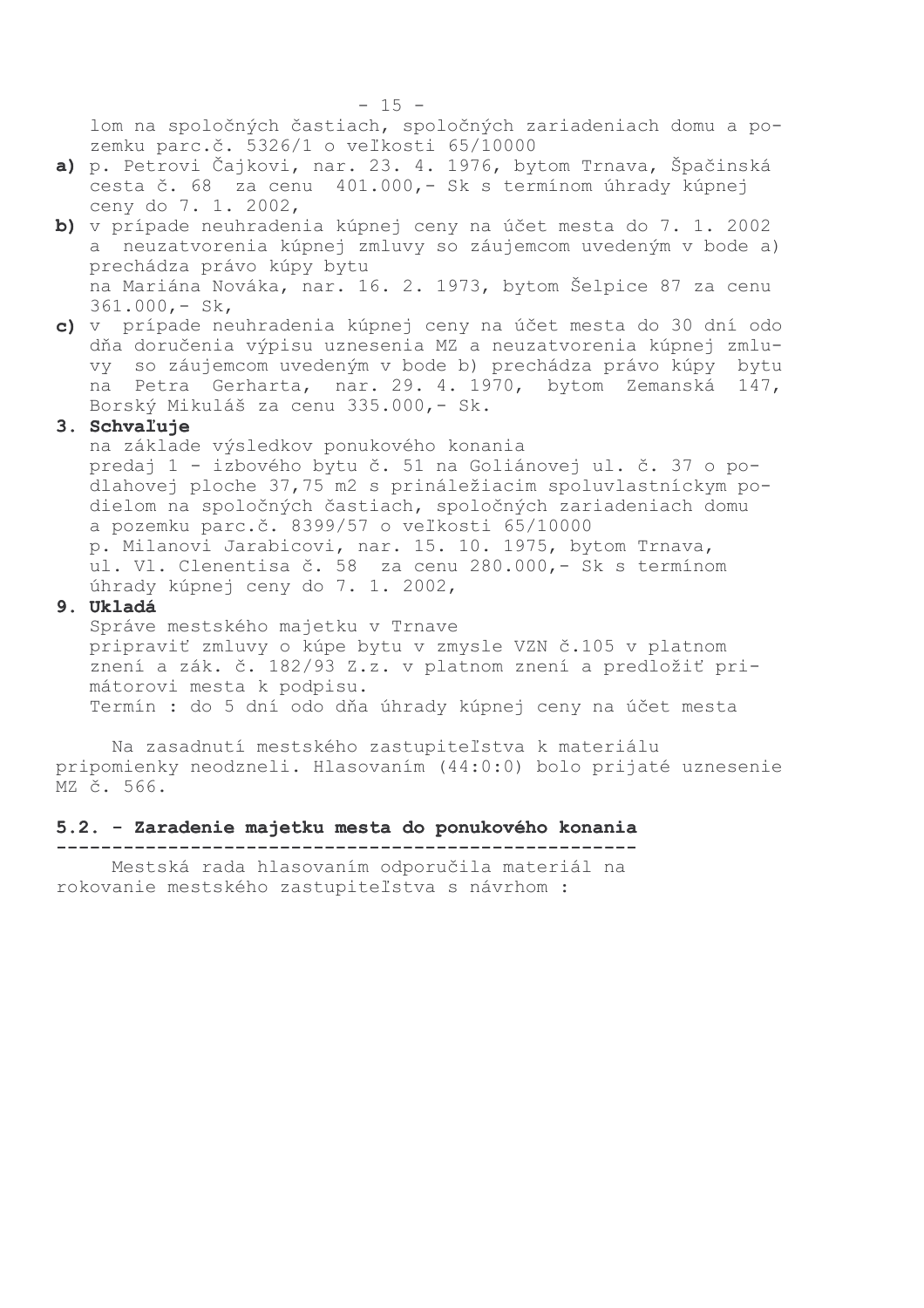lom na spoločných častiach, spoločných zariadeniach domu a pozemku parc.č. 5326/1 o veľkosti 65/10000

**a)** p. Petrovi Čajkovi, nar. 23. 4. 1976, bytom Trnava, Špačinská cesta č. 68 za cenu 401.000,- Sk s termínom úhrady kúpnej ceny do 7. 1. 2002,

**b)** v prípade neuhradenia kúpnej ceny na účet mesta do 7. 1. 2002 a neuzatvorenia kúpnej zmluvy so záujemcom uvedeným v bode a) prechádza právo kúpy bytu na Mariána Nováka, nar. 16. 2. 1973, bytom Šelpice 87 za cenu 361.000,- Sk,

**c)** v prípade neuhradenia kúpnej ceny na účet mesta do 30 dní odo dňa doručenia výpisu uznesenia MZ a neuzatvorenia kúpnej zmluvy so záujemcom uvedeným v bode b) prechádza právo kúpy bytu na Petra Gerharta, nar. 29. 4. 1970, bytom Zemanská 147, Borský Mikuláš za cenu 335.000,- Sk.

**3. Schvaľuje**

na základe výsledkov ponukového konania predaj 1 - izbového bytu č. 51 na Goliánovej ul. č. 37 o podlahovej ploche 37,75 m2 s prináležiacim spoluvlastníckym podielom na spoločných častiach, spoločných zariadeniach domu a pozemku parc.č. 8399/57 o veľkosti 65/10000 p. Milanovi Jarabicovi, nar. 15. 10. 1975, bytom Trnava, ul. Vl. Clenentisa č. 58 za cenu 280.000,- Sk s termínom úhrady kúpnej ceny do 7. 1. 2002,

**9. Ukladá**

Správe mestského majetku v Trnave pripraviť zmluvy o kúpe bytu v zmysle VZN č.105 v platnom znení a zák. č. 182/93 Z.z. v platnom znení a predložiť primátorovi mesta k podpisu.
Termín : do 5 dní odo dňa úhrady kúpnej ceny na účet mesta

Na zasadnutí mestského zastupiteľstva k materiálu pripomienky neodzneli. Hlasovaním (44:0:0) bolo prijaté uznesenie MZ č. 566.

## 5.2. - Zaradenie majetku mesta do ponukového konania

Mestská rada hlasovaním odporučila materiál na rokovanie mestského zastupiteľstva s návrhom :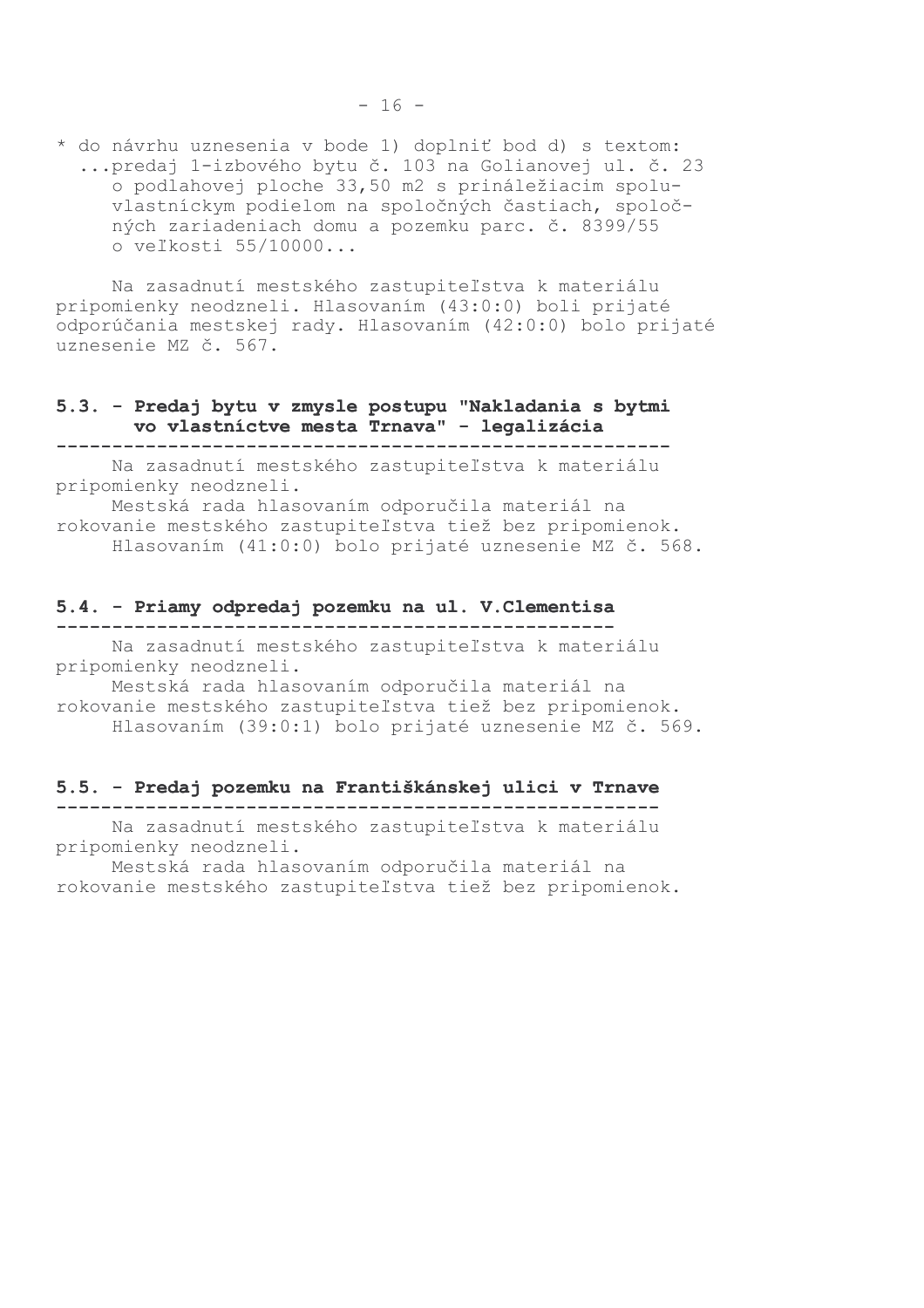* do návrhu uznesenia v bode 1) doplniť bod d) s textom:
  ...predaj 1-izbového bytu č. 103 na Golianovej ul. č. 23 o podlahovej ploche 33,50 m2 s prináležiacim spoluvlastníckym podielom na spoločných častiach, spoločných zariadeniach domu a pozemku parc. č. 8399/55 o veľkosti 55/10000...

Na zasadnutí mestského zastupiteľstva k materiálu pripomienky neodzneli. Hlasovaním (43:0:0) boli prijaté odporúčania mestskej rady. Hlasovaním (42:0:0) bolo prijaté uznesenie MZ č. 567.

### 5.3. - Predaj bytu v zmysle postupu "Nakladania s bytmi vo vlastníctve mesta Trnava" - legalizácia

Na zasadnutí mestského zastupiteľstva k materiálu pripomienky neodzneli.

Mestská rada hlasovaním odporučila materiál na rokovanie mestského zastupiteľstva tiež bez pripomienok.

Hlasovaním (41:0:0) bolo prijaté uznesenie MZ č. 568.

### 5.4. - Priamy odpredaj pozemku na ul. V.Clementisa

Na zasadnutí mestského zastupiteľstva k materiálu pripomienky neodzneli.

Mestská rada hlasovaním odporučila materiál na rokovanie mestského zastupiteľstva tiež bez pripomienok.

Hlasovaním (39:0:1) bolo prijaté uznesenie MZ č. 569.

### 5.5. - Predaj pozemku na Františkánskej ulici v Trnave

Na zasadnutí mestského zastupiteľstva k materiálu pripomienky neodzneli.

Mestská rada hlasovaním odporučila materiál na rokovanie mestského zastupiteľstva tiež bez pripomienok.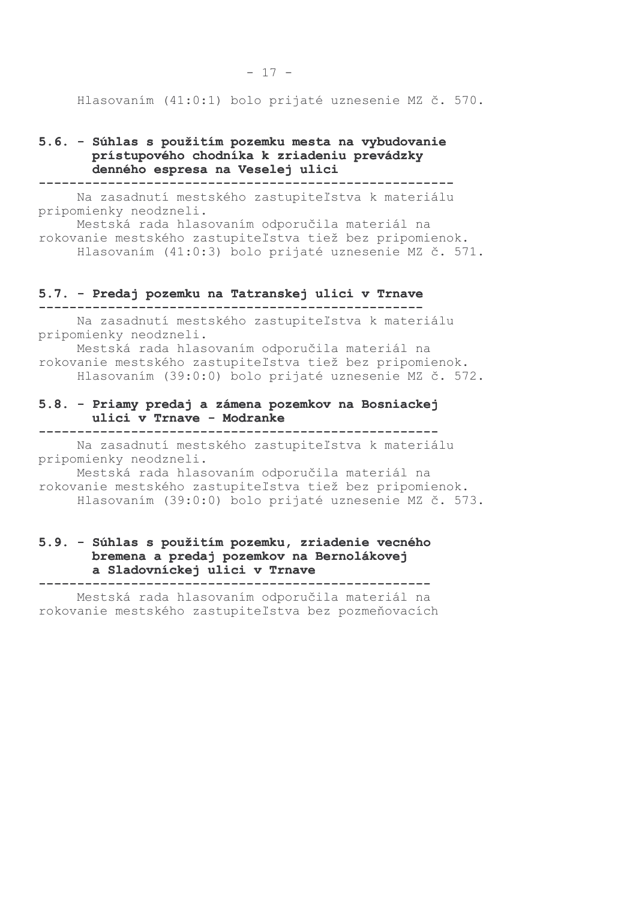Hlasovaním (41:0:1) bolo prijaté uznesenie MZ č. 570.

### 5.6. - Súhlas s použitím pozemku mesta na vybudovanie prístupového chodníka k zriadeniu prevádzky denného espresa na Veselej ulici

Na zasadnutí mestského zastupiteľstva k materiálu pripomienky neodzneli.
Mestská rada hlasovaním odporučila materiál na rokovanie mestského zastupiteľstva tiež bez pripomienok.
Hlasovaním (41:0:3) bolo prijaté uznesenie MZ č. 571.

### 5.7. - Predaj pozemku na Tatranskej ulici v Trnave

Na zasadnutí mestského zastupiteľstva k materiálu pripomienky neodzneli.
Mestská rada hlasovaním odporučila materiál na rokovanie mestského zastupiteľstva tiež bez pripomienok.
Hlasovaním (39:0:0) bolo prijaté uznesenie MZ č. 572.

### 5.8. - Priamy predaj a zámena pozemkov na Bosniackej ulici v Trnave - Modranke

Na zasadnutí mestského zastupiteľstva k materiálu pripomienky neodzneli.
Mestská rada hlasovaním odporučila materiál na rokovanie mestského zastupiteľstva tiež bez pripomienok.
Hlasovaním (39:0:0) bolo prijaté uznesenie MZ č. 573.

### 5.9. - Súhlas s použitím pozemku, zriadenie vecného bremena a predaj pozemkov na Bernolákovej a Sladovníckej ulici v Trnave

Mestská rada hlasovaním odporučila materiál na rokovanie mestského zastupiteľstva bez pozmeňovacích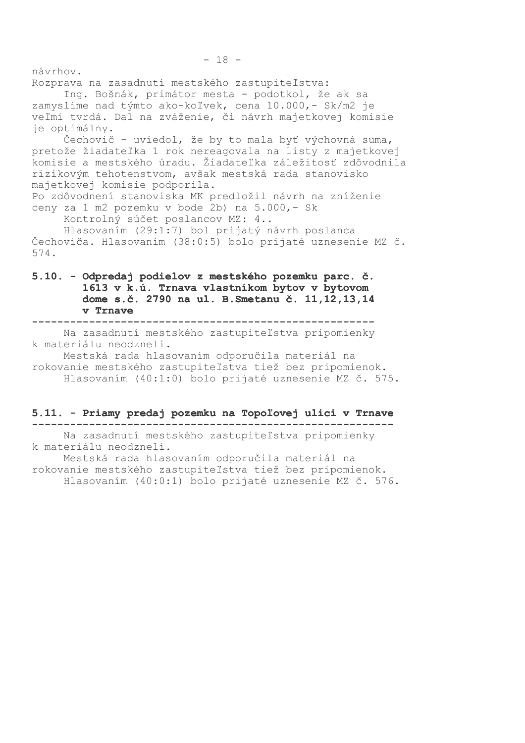návrhov.

Rozprava na zasadnutí mestského zastupiteľstva:

Ing. Bošnák, primátor mesta - podotkol, že ak sa zamyslíme nad týmto ako-koľvek, cena 10.000,- Sk/m2 je veľmi tvrdá. Dal na zváženie, či návrh majetkovej komisie je optimálny.

Čechovič - uviedol, že by to mala byť výchovná suma, pretože žiadateľka 1 rok nereagovala na listy z majetkovej komisie a mestského úradu. Žiadateľka záležitosť zdôvodnila rizikovým tehotenstvom, avšak mestská rada stanovisko majetkovej komisie podporila.

Po zdôvodnení stanoviska MK predložil návrh na zníženie ceny za 1 m2 pozemku v bode 2b) na 5.000,- Sk

Kontrolný súčet poslancov MZ: 4..

Hlasovaním (29:1:7) bol prijatý návrh poslanca Čechoviča. Hlasovaním (38:0:5) bolo prijaté uznesenie MZ č. 574.

## 5.10. - Odpredaj podielov z mestského pozemku parc. č. 1613 v k.ú. Trnava vlastníkom bytov v bytovom dome s.č. 2790 na ul. B.Smetanu č. 11,12,13,14 v Trnave

Na zasadnutí mestského zastupiteľstva pripomienky k materiálu neodzneli.

Mestská rada hlasovaním odporučila materiál na rokovanie mestského zastupiteľstva tiež bez pripomienok.

Hlasovaním (40:1:0) bolo prijaté uznesenie MZ č. 575.

## 5.11. - Priamy predaj pozemku na Topoľovej ulici v Trnave

Na zasadnutí mestského zastupiteľstva pripomienky k materiálu neodzneli.

Mestská rada hlasovaním odporučila materiál na rokovanie mestského zastupiteľstva tiež bez pripomienok.

Hlasovaním (40:0:1) bolo prijaté uznesenie MZ č. 576.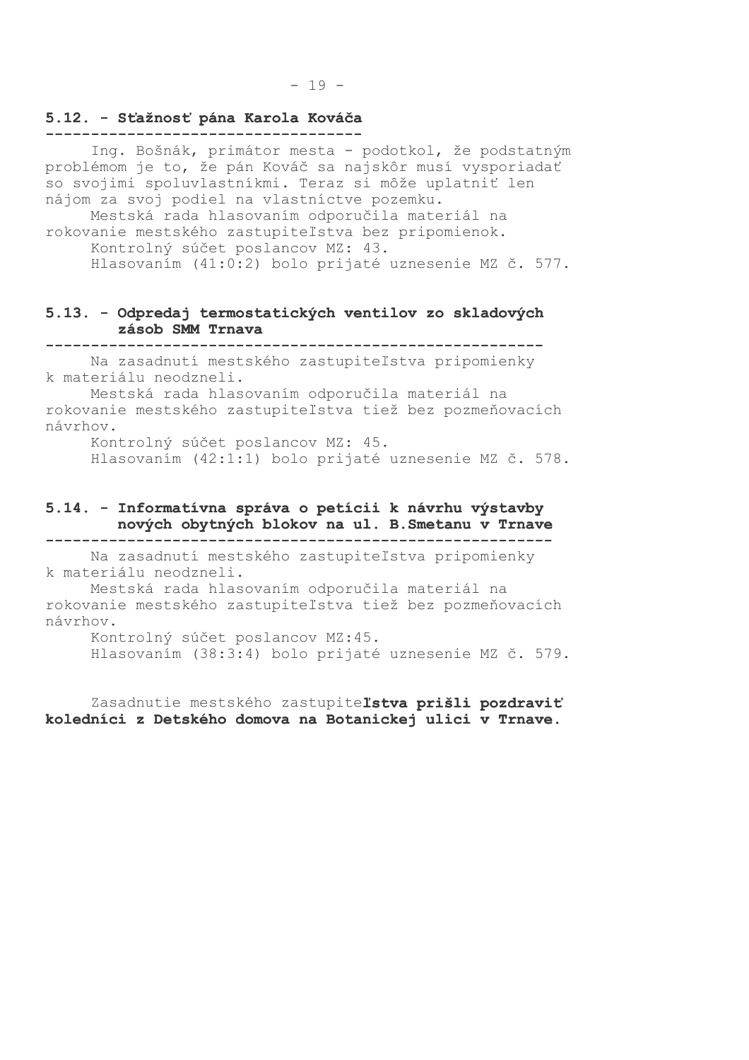## 5.12. - Sťažnosť pána Karola Kováča

Ing. Bošnák, primátor mesta - podotkol, že podstatným problémom je to, že pán Kováč sa najskôr musí vysporiadať so svojimi spoluvlastníkmi. Teraz si môže uplatniť len nájom za svoj podiel na vlastníctve pozemku.

Mestská rada hlasovaním odporučila materiál na rokovanie mestského zastupiteľstva bez pripomienok.

Kontrolný súčet poslancov MZ: 43.

Hlasovaním (41:0:2) bolo prijaté uznesenie MZ č. 577.

## 5.13. - Odpredaj termostatických ventilov zo skladových zásob SMM Trnava

Na zasadnutí mestského zastupiteľstva pripomienky k materiálu neodzneli.

Mestská rada hlasovaním odporučila materiál na rokovanie mestského zastupiteľstva tiež bez pozmeňovacích návrhov.

Kontrolný súčet poslancov MZ: 45.

Hlasovaním (42:1:1) bolo prijaté uznesenie MZ č. 578.

## 5.14. - Informatívna správa o petícii k návrhu výstavby nových obytných blokov na ul. B.Smetanu v Trnave

Na zasadnutí mestského zastupiteľstva pripomienky k materiálu neodzneli.

Mestská rada hlasovaním odporučila materiál na rokovanie mestského zastupiteľstva tiež bez pozmeňovacích návrhov.

Kontrolný súčet poslancov MZ:45.

Hlasovaním (38:3:4) bolo prijaté uznesenie MZ č. 579.

Zasadnutie mestského zastupite**ľstva prišli pozdraviť koledníci z Detského domova na Botanickej ulici v Trnave.**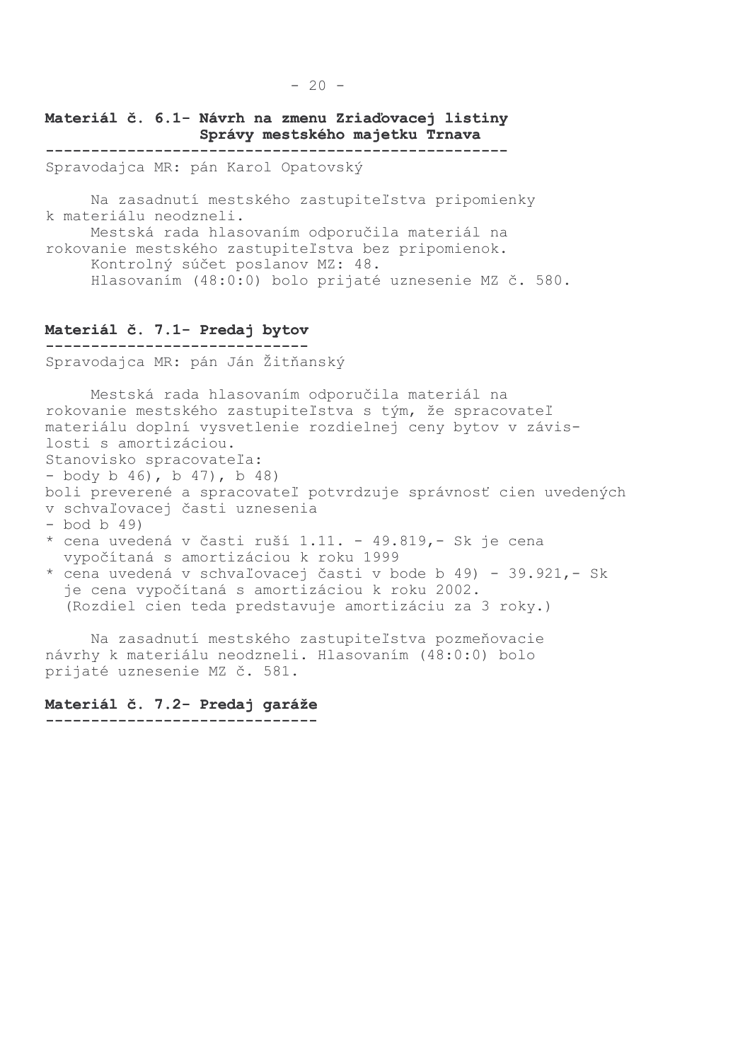**Materiál č. 6.1- Návrh na zmenu Zriaďovacej listiny Správy mestského majetku Trnava**

Spravodajca MR: pán Karol Opatovský

Na zasadnutí mestského zastupiteľstva pripomienky k materiálu neodzneli.
Mestská rada hlasovaním odporučila materiál na rokovanie mestského zastupiteľstva bez pripomienok.
Kontrolný súčet poslanov MZ: 48.
Hlasovaním (48:0:0) bolo prijaté uznesenie MZ č. 580.

**Materiál č. 7.1- Predaj bytov**

Spravodajca MR: pán Ján Žitňanský

Mestská rada hlasovaním odporučila materiál na rokovanie mestského zastupiteľstva s tým, že spracovateľ materiálu doplní vysvetlenie rozdielnej ceny bytov v závislosti s amortizáciou.
Stanovisko spracovateľa:
- body b 46), b 47), b 48)

boli preverené a spracovateľ potvrdzuje správnosť cien uvedených v schvaľovacej časti uznesenia
- bod b 49)

* cena uvedená v časti ruší 1.11. - 49.819,- Sk je cena vypočítaná s amortizáciou k roku 1999
* cena uvedená v schvaľovacej časti v bode b 49) - 39.921,- Sk je cena vypočítaná s amortizáciou k roku 2002. (Rozdiel cien teda predstavuje amortizáciu za 3 roky.)

Na zasadnutí mestského zastupiteľstva pozmeňovacie návrhy k materiálu neodzneli. Hlasovaním (48:0:0) bolo prijaté uznesenie MZ č. 581.

**Materiál č. 7.2- Predaj garáže**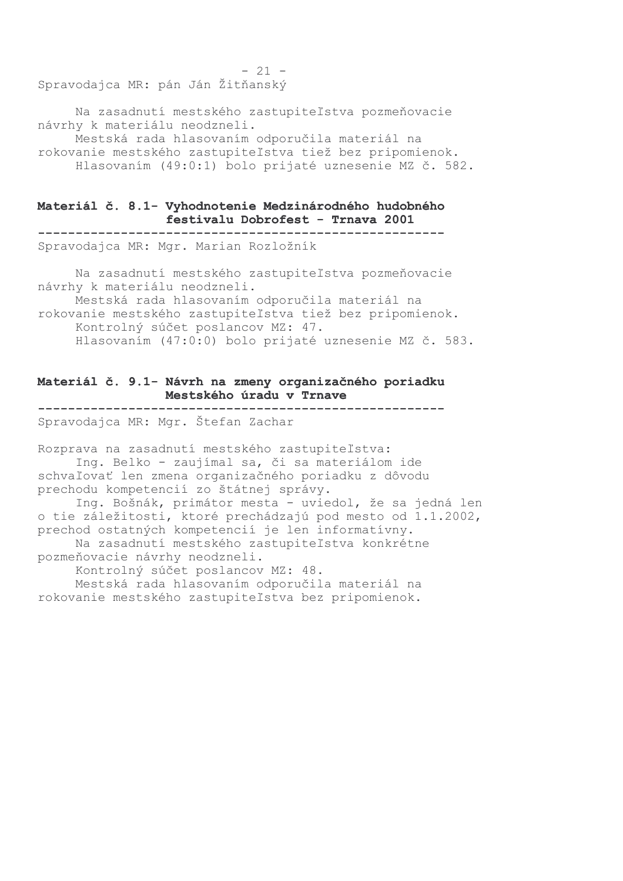Spravodajca MR: pán Ján Žitňanský

Na zasadnutí mestského zastupiteľstva pozmeňovacie návrhy k materiálu neodzneli.

Mestská rada hlasovaním odporučila materiál na rokovanie mestského zastupiteľstva tiež bez pripomienok.

Hlasovaním (49:0:1) bolo prijaté uznesenie MZ č. 582.

## Materiál č. 8.1- Vyhodnotenie Medzinárodného hudobného festivalu Dobrofest - Trnava 2001

Spravodajca MR: Mgr. Marian Rozložník

Na zasadnutí mestského zastupiteľstva pozmeňovacie návrhy k materiálu neodzneli.

Mestská rada hlasovaním odporučila materiál na rokovanie mestského zastupiteľstva tiež bez pripomienok.

Kontrolný súčet poslancov MZ: 47.

Hlasovaním (47:0:0) bolo prijaté uznesenie MZ č. 583.

## Materiál č. 9.1- Návrh na zmeny organizačného poriadku Mestského úradu v Trnave

Spravodajca MR: Mgr. Štefan Zachar

Rozprava na zasadnutí mestského zastupiteľstva:

Ing. Belko - zaujímal sa, či sa materiálom ide schvaľovať len zmena organizačného poriadku z dôvodu prechodu kompetencií zo štátnej správy.

Ing. Bošnák, primátor mesta - uviedol, že sa jedná len o tie záležitosti, ktoré prechádzajú pod mesto od 1.1.2002, prechod ostatných kompetencií je len informatívny.

Na zasadnutí mestského zastupiteľstva konkrétne pozmeňovacie návrhy neodzneli.

Kontrolný súčet poslancov MZ: 48.

Mestská rada hlasovaním odporučila materiál na rokovanie mestského zastupiteľstva bez pripomienok.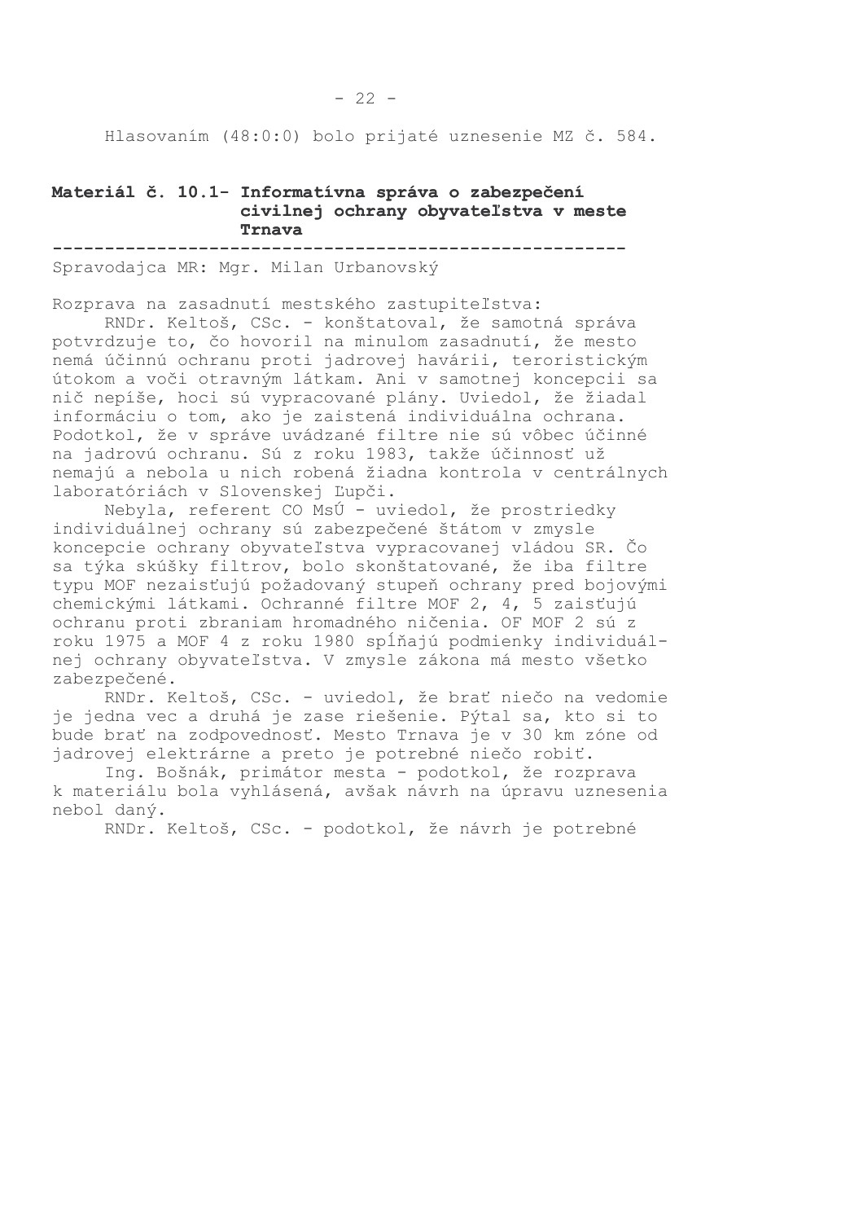Hlasovaním (48:0:0) bolo prijaté uznesenie MZ č. 584.

**Materiál č. 10.1- Informatívna správa o zabezpečení civilnej ochrany obyvateľstva v meste Trnava**

---

Spravodajca MR: Mgr. Milan Urbanovský

Rozprava na zasadnutí mestského zastupiteľstva:

RNDr. Keltoš, CSc. - konštatoval, že samotná správa potvrdzuje to, čo hovoril na minulom zasadnutí, že mesto nemá účinnú ochranu proti jadrovej havárii, teroristickým útokom a voči otravným látkam. Ani v samotnej koncepcii sa nič nepíše, hoci sú vypracované plány. Uviedol, že žiadal informáciu o tom, ako je zaistená individuálna ochrana. Podotkol, že v správe uvádzané filtre nie sú vôbec účinné na jadrovú ochranu. Sú z roku 1983, takže účinnosť už nemajú a nebola u nich robená žiadna kontrola v centrálnych laboratóriách v Slovenskej Ľupči.

Nebyla, referent CO MsÚ - uviedol, že prostriedky individuálnej ochrany sú zabezpečené štátom v zmysle koncepcie ochrany obyvateľstva vypracovanej vládou SR. Čo sa týka skúšky filtrov, bolo skonštatované, že iba filtre typu MOF nezaisťujú požadovaný stupeň ochrany pred bojovými chemickými látkami. Ochranné filtre MOF 2, 4, 5 zaisťujú ochranu proti zbraniam hromadného ničenia. OF MOF 2 sú z roku 1975 a MOF 4 z roku 1980 spĺňajú podmienky individuálnej ochrany obyvateľstva. V zmysle zákona má mesto všetko zabezpečené.

RNDr. Keltoš, CSc. - uviedol, že brať niečo na vedomie je jedna vec a druhá je zase riešenie. Pýtal sa, kto si to bude brať na zodpovednosť. Mesto Trnava je v 30 km zóne od jadrovej elektrárne a preto je potrebné niečo robiť.

Ing. Bošnák, primátor mesta - podotkol, že rozprava k materiálu bola vyhlásená, avšak návrh na úpravu uznesenia nebol daný.

RNDr. Keltoš, CSc. - podotkol, že návrh je potrebné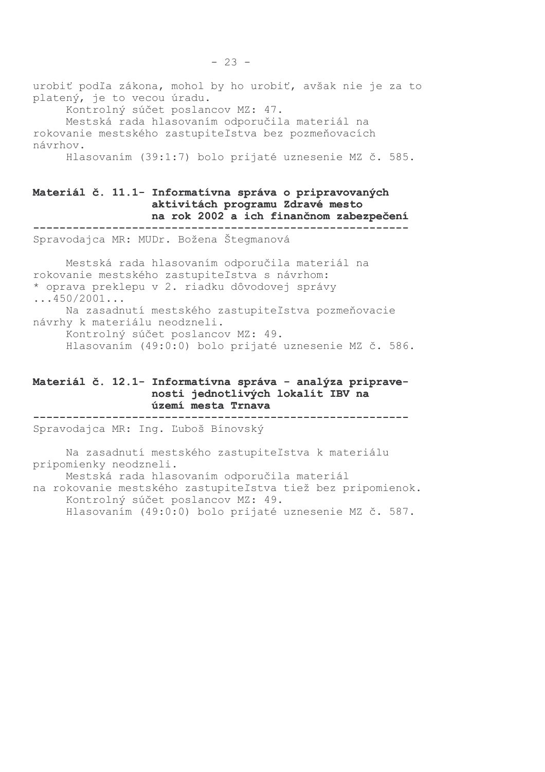urobiť podľa zákona, mohol by ho urobiť, avšak nie je za to platený, je to vecou úradu.

Kontrolný súčet poslancov MZ: 47.

Mestská rada hlasovaním odporučila materiál na rokovanie mestského zastupiteľstva bez pozmeňovacích návrhov.

Hlasovaním (39:1:7) bolo prijaté uznesenie MZ č. 585.

**Materiál č. 11.1- Informatívna správa o pripravovaných aktivitách programu Zdravé mesto na rok 2002 a ich finančnom zabezpečení**

---

Spravodajca MR: MUDr. Božena Štegmanová

Mestská rada hlasovaním odporučila materiál na rokovanie mestského zastupiteľstva s návrhom:
* oprava preklepu v 2. riadku dôvodovej správy ...450/2001...

Na zasadnutí mestského zastupiteľstva pozmeňovacie návrhy k materiálu neodzneli.

Kontrolný súčet poslancov MZ: 49.

Hlasovaním (49:0:0) bolo prijaté uznesenie MZ č. 586.

**Materiál č. 12.1- Informatívna správa - analýza pripravenosti jednotlivých lokalít IBV na území mesta Trnava**

---

Spravodajca MR: Ing. Ľuboš Bínovský

Na zasadnutí mestského zastupiteľstva k materiálu pripomienky neodzneli.

Mestská rada hlasovaním odporučila materiál na rokovanie mestského zastupiteľstva tiež bez pripomienok.

Kontrolný súčet poslancov MZ: 49.

Hlasovaním (49:0:0) bolo prijaté uznesenie MZ č. 587.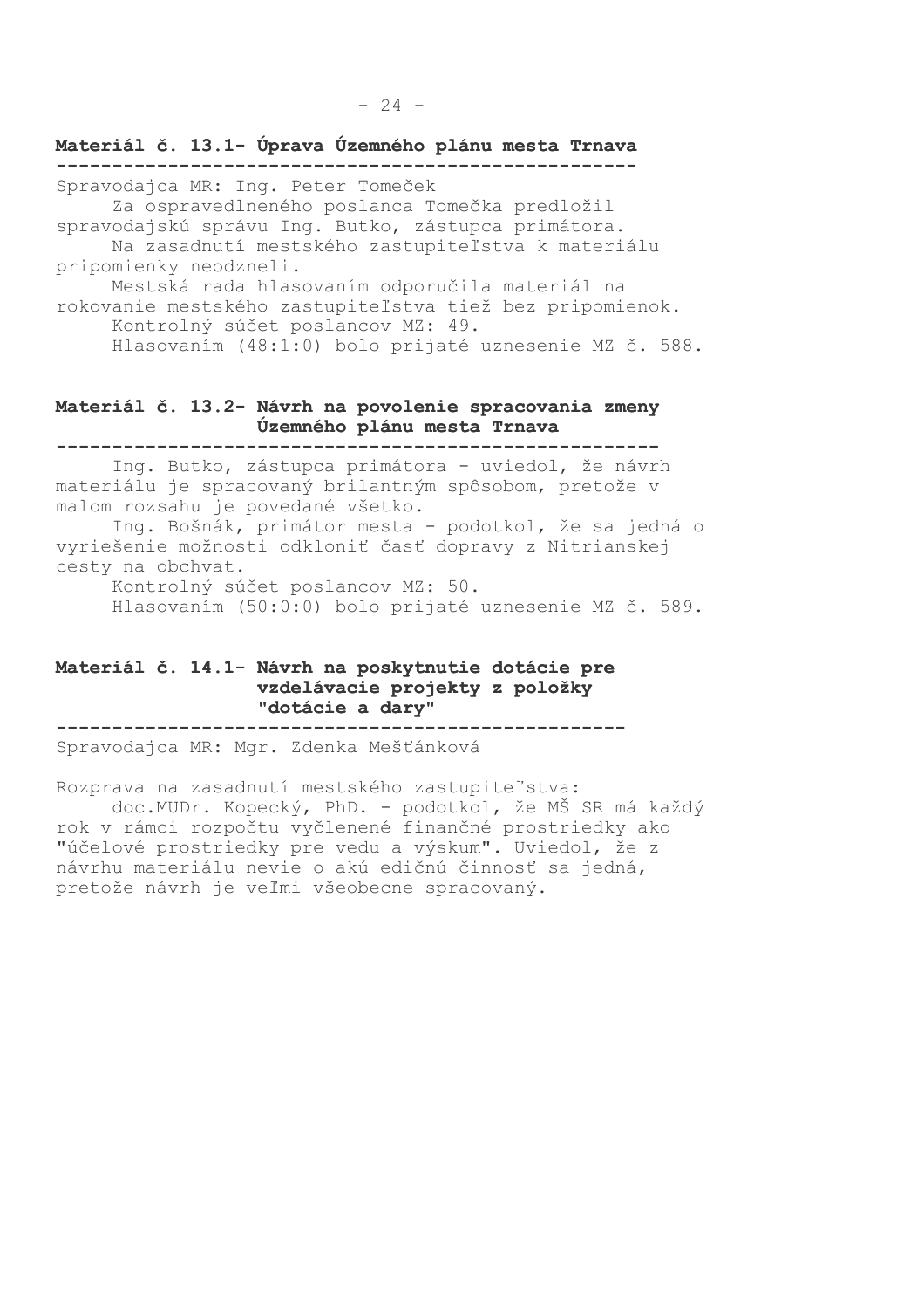**Materiál č. 13.1- Úprava Územného plánu mesta Trnava**

Spravodajca MR: Ing. Peter Tomeček

Za ospravedlneného poslanca Tomečka predložil spravodajskú správu Ing. Butko, zástupca primátora.

Na zasadnutí mestského zastupiteľstva k materiálu pripomienky neodzneli.

Mestská rada hlasovaním odporučila materiál na rokovanie mestského zastupiteľstva tiež bez pripomienok.

Kontrolný súčet poslancov MZ: 49.

Hlasovaním (48:1:0) bolo prijaté uznesenie MZ č. 588.

**Materiál č. 13.2- Návrh na povolenie spracovania zmeny Územného plánu mesta Trnava**

Ing. Butko, zástupca primátora - uviedol, že návrh materiálu je spracovaný brilantným spôsobom, pretože v malom rozsahu je povedané všetko.

Ing. Bošnák, primátor mesta - podotkol, že sa jedná o vyriešenie možnosti odkloniť časť dopravy z Nitrianskej cesty na obchvat.

Kontrolný súčet poslancov MZ: 50.

Hlasovaním (50:0:0) bolo prijaté uznesenie MZ č. 589.

**Materiál č. 14.1- Návrh na poskytnutie dotácie pre vzdelávacie projekty z položky "dotácie a dary"**

Spravodajca MR: Mgr. Zdenka Mešťánková

Rozprava na zasadnutí mestského zastupiteľstva:

doc.MUDr. Kopecký, PhD. - podotkol, že MŠ SR má každý rok v rámci rozpočtu vyčlenené finančné prostriedky ako "účelové prostriedky pre vedu a výskum". Uviedol, že z návrhu materiálu nevie o akú edičnú činnosť sa jedná, pretože návrh je veľmi všeobecne spracovaný.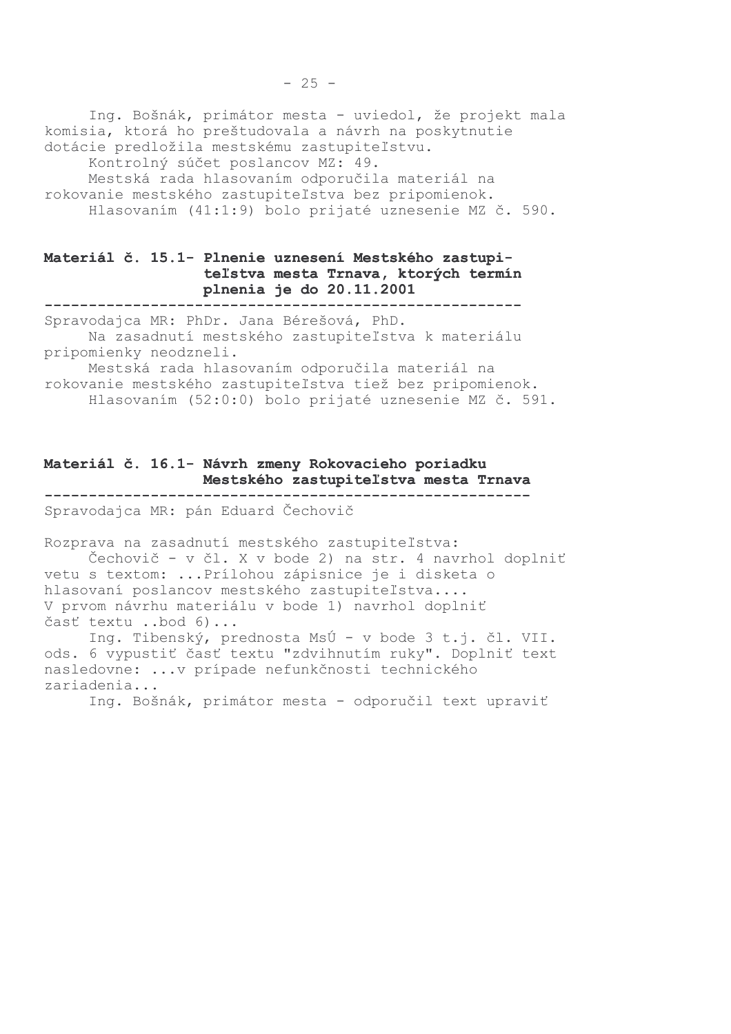Ing. Bošnák, primátor mesta - uviedol, že projekt mala komisia, ktorá ho preštudovala a návrh na poskytnutie dotácie predložila mestskému zastupiteľstvu.

Kontrolný súčet poslancov MZ: 49.

Mestská rada hlasovaním odporučila materiál na rokovanie mestského zastupiteľstva bez pripomienok.

Hlasovaním (41:1:9) bolo prijaté uznesenie MZ č. 590.

**Materiál č. 15.1- Plnenie uznesení Mestského zastupiteľstva mesta Trnava, ktorých termín plnenia je do 20.11.2001**

---

Spravodajca MR: PhDr. Jana Bérešová, PhD.

Na zasadnutí mestského zastupiteľstva k materiálu pripomienky neodzneli.

Mestská rada hlasovaním odporučila materiál na rokovanie mestského zastupiteľstva tiež bez pripomienok.

Hlasovaním (52:0:0) bolo prijaté uznesenie MZ č. 591.

**Materiál č. 16.1- Návrh zmeny Rokovacieho poriadku Mestského zastupiteľstva mesta Trnava**

---

Spravodajca MR: pán Eduard Čechovič

Rozprava na zasadnutí mestského zastupiteľstva:

Čechovič - v čl. X v bode 2) na str. 4 navrhol doplniť vetu s textom: ...Prílohou zápisnice je i disketa o hlasovaní poslancov mestského zastupiteľstva.... V prvom návrhu materiálu v bode 1) navrhol doplniť časť textu ..bod 6)...

Ing. Tibenský, prednosta MsÚ - v bode 3 t.j. čl. VII. ods. 6 vypustiť časť textu "zdvihnutím ruky". Doplniť text nasledovne: ...v prípade nefunkčnosti technického zariadenia...

Ing. Bošnák, primátor mesta - odporučil text upraviť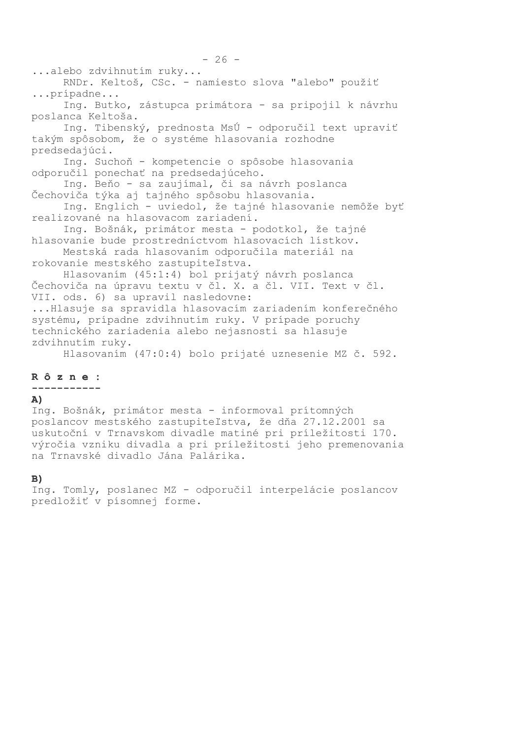...alebo zdvihnutím ruky...

RNDr. Keltoš, CSc. - namiesto slova "alebo" použiť ...prípadne...

Ing. Butko, zástupca primátora - sa pripojil k návrhu poslanca Keltoša.

Ing. Tibenský, prednosta MsÚ - odporučil text upraviť takým spôsobom, že o systéme hlasovania rozhodne predsedajúci.

Ing. Suchoň - kompetencie o spôsobe hlasovania odporučil ponechať na predsedajúceho.

Ing. Beňo - sa zaujímal, či sa návrh poslanca Čechoviča týka aj tajného spôsobu hlasovania.

Ing. Englich - uviedol, že tajné hlasovanie nemôže byť realizované na hlasovacom zariadení.

Ing. Bošnák, primátor mesta - podotkol, že tajné hlasovanie bude prostredníctvom hlasovacích lístkov.

Mestská rada hlasovaním odporučila materiál na rokovanie mestského zastupiteľstva.

Hlasovaním (45:1:4) bol prijatý návrh poslanca Čechoviča na úpravu textu v čl. X. a čl. VII. Text v čl. VII. ods. 6) sa upravil nasledovne:

...Hlasuje sa spravidla hlasovacím zariadením konferečného systému, prípadne zdvihnutím ruky. V prípade poruchy technického zariadenia alebo nejasnosti sa hlasuje zdvihnutím ruky.

Hlasovaním (47:0:4) bolo prijaté uznesenie MZ č. 592.

## R ô z n e :

**A)**

Ing. Bošnák, primátor mesta - informoval prítomných poslancov mestského zastupiteľstva, že dňa 27.12.2001 sa uskutoční v Trnavskom divadle matiné pri príležitosti 170. výročia vzniku divadla a pri príležitosti jeho premenovania na Trnavské divadlo Jána Palárika.

**B)**

Ing. Tomly, poslanec MZ - odporučil interpelácie poslancov predložiť v písomnej forme.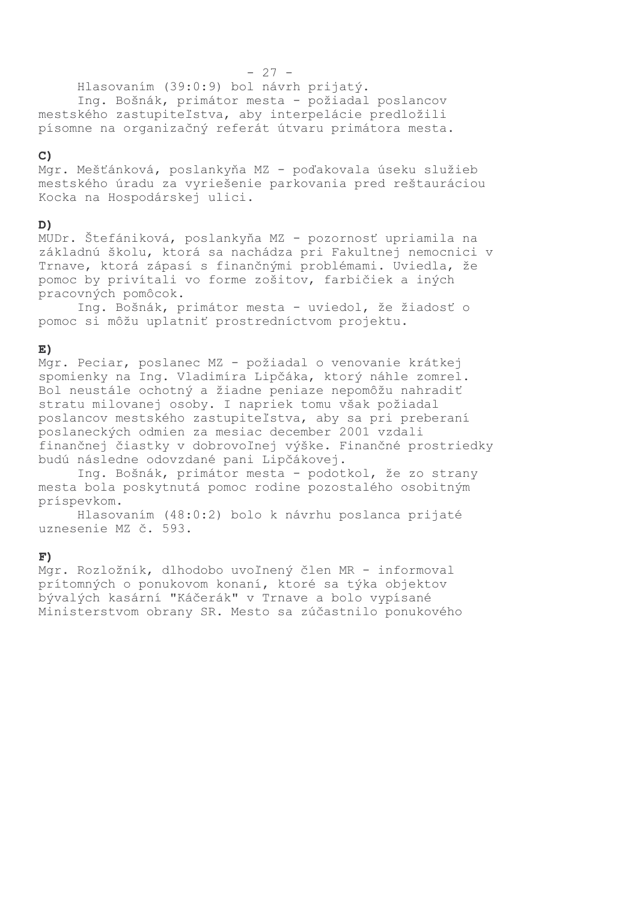Hlasovaním (39:0:9) bol návrh prijatý.

Ing. Bošnák, primátor mesta - požiadal poslancov mestského zastupiteľstva, aby interpelácie predložili písomne na organizačný referát útvaru primátora mesta.

**C)**

Mgr. Mešťánková, poslankyňa MZ - poďakovala úseku služieb mestského úradu za vyriešenie parkovania pred reštauráciou Kocka na Hospodárskej ulici.

**D)**

MUDr. Štefániková, poslankyňa MZ - pozornosť upriamila na základnú školu, ktorá sa nachádza pri Fakultnej nemocnici v Trnave, ktorá zápasí s finančnými problémami. Uviedla, že pomoc by privítali vo forme zošitov, farbičiek a iných pracovných pomôcok.

Ing. Bošnák, primátor mesta - uviedol, že žiadosť o pomoc si môžu uplatniť prostredníctvom projektu.

**E)**

Mgr. Peciar, poslanec MZ - požiadal o venovanie krátkej spomienky na Ing. Vladimíra Lipčáka, ktorý náhle zomrel. Bol neustále ochotný a žiadne peniaze nepomôžu nahradiť stratu milovanej osoby. I napriek tomu však požiadal poslancov mestského zastupiteľstva, aby sa pri preberaní poslaneckých odmien za mesiac december 2001 vzdali finančnej čiastky v dobrovoľnej výške. Finančné prostriedky budú následne odovzdané pani Lipčákovej.

Ing. Bošnák, primátor mesta - podotkol, že zo strany mesta bola poskytnutá pomoc rodine pozostalého osobitným príspevkom.

Hlasovaním (48:0:2) bolo k návrhu poslanca prijaté uznesenie MZ č. 593.

**F)**

Mgr. Rozložník, dlhodobo uvoľnený člen MR - informoval prítomných o ponukovom konaní, ktoré sa týka objektov bývalých kasární "Káčerák" v Trnave a bolo vypísané Ministerstvom obrany SR. Mesto sa zúčastnilo ponukového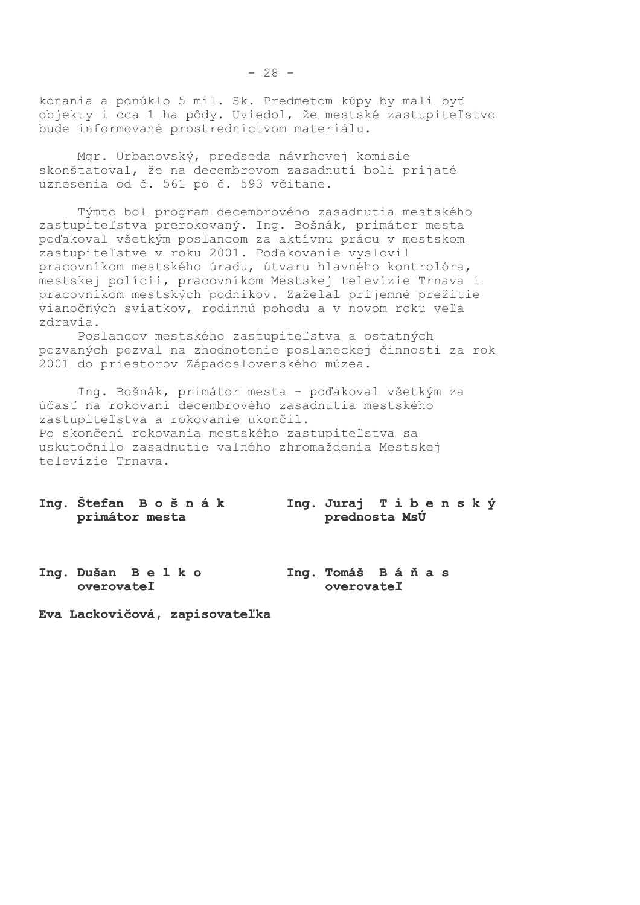konania a ponúklo 5 mil. Sk. Predmetom kúpy by mali byť objekty i cca 1 ha pôdy. Uviedol, že mestské zastupiteľstvo bude informované prostredníctvom materiálu.

Mgr. Urbanovský, predseda návrhovej komisie skonštatoval, že na decembrovom zasadnutí boli prijaté uznesenia od č. 561 po č. 593 včítane.

Týmto bol program decembrového zasadnutia mestského zastupiteľstva prerokovaný. Ing. Bošnák, primátor mesta poďakoval všetkým poslancom za aktívnu prácu v mestskom zastupiteľstve v roku 2001. Poďakovanie vyslovil pracovníkom mestského úradu, útvaru hlavného kontrolóra, mestskej polícii, pracovníkom Mestskej televízie Trnava i pracovníkom mestských podnikov. Zaželal príjemné prežitie vianočných sviatkov, rodinnú pohodu a v novom roku veľa zdravia.

Poslancov mestského zastupiteľstva a ostatných pozvaných pozval na zhodnotenie poslaneckej činnosti za rok 2001 do priestorov Západoslovenského múzea.

Ing. Bošnák, primátor mesta - poďakoval všetkým za účasť na rokovaní decembrového zasadnutia mestského zastupiteľstva a rokovanie ukončil.
Po skončení rokovania mestského zastupiteľstva sa uskutočnilo zasadnutie valného zhromaždenia Mestskej televízie Trnava.

**Ing. Štefan B o š n á k**
**primátor mesta**

**Ing. Juraj T i b e n s k ý**
**prednosta MsÚ**

**Ing. Dušan B e l k o**
**overovateľ**

**Ing. Tomáš B á ň a s**
**overovateľ**

**Eva Lackovičová, zapisovateľka**